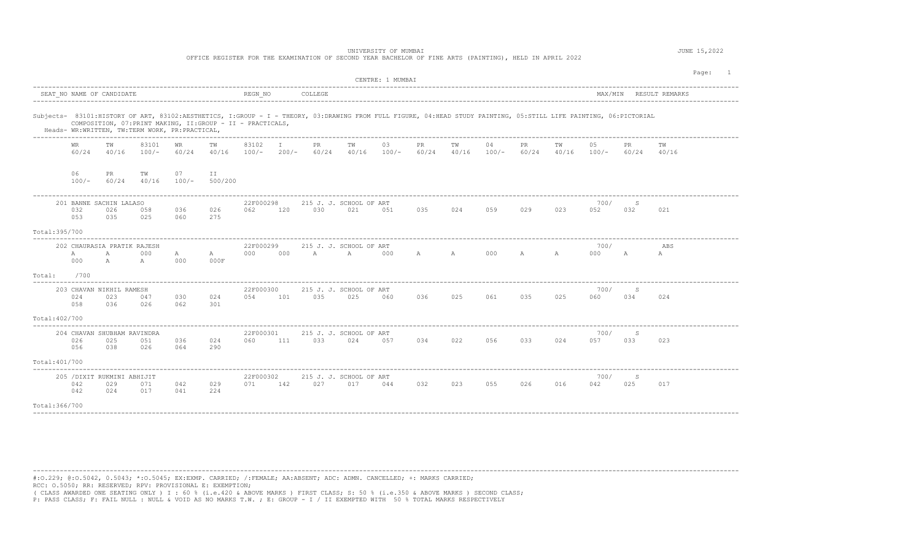UNIVERSITY OF MUMBAI

OFFICE REGISTER FOR THE EXAMINATION OF SECOND YEAR BACHELOR OF FINE ARTS (PAINTING), HELD IN APRIL 2022

JUNE 15,2022

CENTRE: 1 MUMBAI

| SEAT_NO | NAME OF CANDIDATE | REGN_NO | COLLEGE | MAX/MIN | RESULT | REMARKS |
|---|---|---|---|---|---|---|

Subjects- 83101:HISTORY OF ART, 83102:AESTHETICS, I:GROUP - I - THEORY, 03:DRAWING FROM FULL FIGURE, 04:HEAD STUDY PAINTING, 05:STILL LIFE PAINTING, 06:PICTORIAL COMPOSITION, 07:PRINT MAKING, II:GROUP - II - PRACTICALS,

Heads- WR:WRITTEN, TW:TERM WORK, PR:PRACTICAL,

| WR | TW | 83101 | WR | TW | 83102 | I | PR | TW | 03 | PR | TW | 04 | PR | TW | 05 | PR | TW |
|---|---|---|---|---|---|---|---|---|---|---|---|---|---|---|---|---|---|
| 60/24 | 40/16 | 100/- | 60/24 | 40/16 | 100/- | 200/- | 60/24 | 40/16 | 100/- | 60/24 | 40/16 | 100/- | 60/24 | 40/16 | 100/- | 60/24 | 40/16 |

| 06 | PR | TW | 07 | II |
|---|---|---|---|---|
| 100/- | 60/24 | 40/16 | 100/- | 500/200 |

| SEAT_NO | NAME OF CANDIDATE | REGN_NO | COLLEGE | MAX/MIN | RESULT |
|---|---|---|---|---|---|
| 201 | BANNE SACHIN LALASO | 22F000298 | 215 J. J. SCHOOL OF ART | 700/ | S |
| 202 | CHAURASIA PRATIK RAJESH | 22F000299 | 215 J. J. SCHOOL OF ART | 700/ | ABS |
| 203 | CHAVAN NIKHIL RAMESH | 22F000300 | 215 J. J. SCHOOL OF ART | 700/ | S |
| 204 | CHAVAN SHUBHAM RAVINDRA | 22F000301 | 215 J. J. SCHOOL OF ART | 700/ | S |
| 205 | /DIXIT RUKMINI ABHIJIT | 22F000302 | 215 J. J. SCHOOL OF ART | 700/ | S |

| SEAT_NO | WR | TW | 83101 | WR | TW | 83102 | I | PR | TW | 03 | PR | TW | 04 | PR | TW | 05 | PR | TW | 06 | PR | TW | 07 | II | Total |
|---|---|---|---|---|---|---|---|---|---|---|---|---|---|---|---|---|---|---|---|---|---|---|---|---|
| 201 | 032 | 026 | 058 | 036 | 026 | 062 | 120 | 030 | 021 | 051 | 035 | 024 | 059 | 029 | 023 | 052 | 032 | 021 | 053 | 035 | 025 | 060 | 275 | 395/700 |
| 202 | A | A | 000 | A | A | 000 | 000 | A | A | 000 | A | A | 000 | A | A | 000 | A | A | 000 | A | A | 000 | 000F | /700 |
| 203 | 024 | 023 | 047 | 030 | 024 | 054 | 101 | 035 | 025 | 060 | 036 | 025 | 061 | 035 | 025 | 060 | 034 | 024 | 058 | 036 | 026 | 062 | 301 | 402/700 |
| 204 | 026 | 025 | 051 | 036 | 024 | 060 | 111 | 033 | 024 | 057 | 034 | 022 | 056 | 033 | 024 | 057 | 033 | 023 | 056 | 038 | 026 | 064 | 290 | 401/700 |
| 205 | 042 | 029 | 071 | 042 | 029 | 071 | 142 | 027 | 017 | 044 | 032 | 023 | 055 | 026 | 016 | 042 | 025 | 017 | 042 | 024 | 017 | 041 | 224 | 366/700 |

#:O.229; @:O.5042, 0.5043; *:O.5045; EX:EXMP. CARRIED; /:FEMALE; AA:ABSENT; ADC: ADMN. CANCELLED; +: MARKS CARRIED;
RCC: O.5050; RR: RESERVED; RPV: PROVISIONAL E: EXEMPTION;
( CLASS AWARDED ONE SEATING ONLY ) I : 60 % (i.e.420 & ABOVE MARKS ) FIRST CLASS; S: 50 % (i.e.350 & ABOVE MARKS ) SECOND CLASS;
P: PASS CLASS; F: FAIL NULL : NULL & VOID AS NO MARKS T.W. ; E: GROUP - I / II EXEMPTED WITH 50 % TOTAL MARKS RESPECTIVELY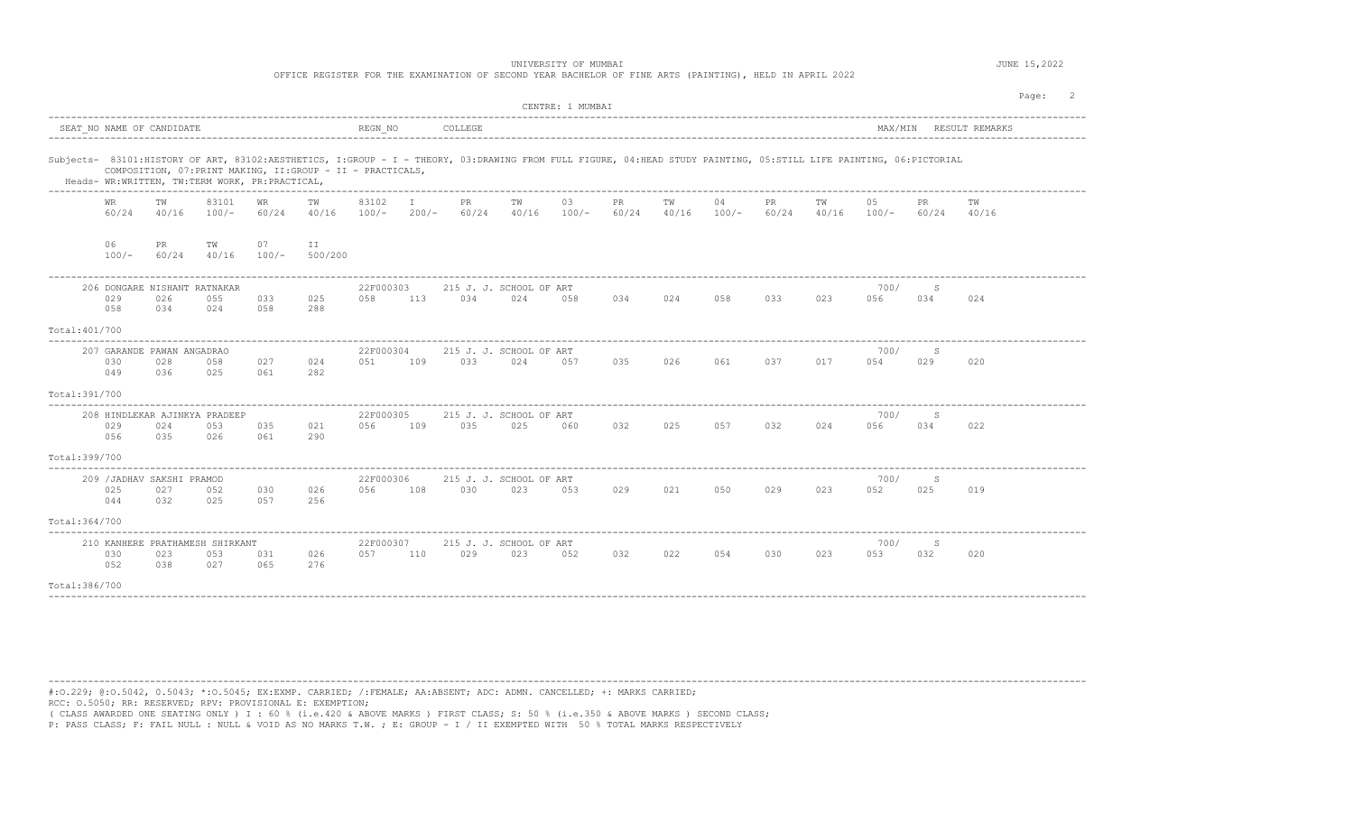UNIVERSITY OF MUMBAI

OFFICE REGISTER FOR THE EXAMINATION OF SECOND YEAR BACHELOR OF FINE ARTS (PAINTING), HELD IN APRIL 2022

JUNE 15,2022

CENTRE: 1 MUMBAI

SEAT_NO NAME OF CANDIDATE | REGN_NO | COLLEGE | MAX/MIN | RESULT REMARKS

Subjects- 83101:HISTORY OF ART, 83102:AESTHETICS, I:GROUP - I - THEORY, 03:DRAWING FROM FULL FIGURE, 04:HEAD STUDY PAINTING, 05:STILL LIFE PAINTING, 06:PICTORIAL COMPOSITION, 07:PRINT MAKING, II:GROUP - II - PRACTICALS,

Heads- WR:WRITTEN, TW:TERM WORK, PR:PRACTICAL,

| WR 60/24 | TW 40/16 | 83101 100/- | WR 60/24 | TW 40/16 | 83102 100/- | I 200/- | PR 60/24 | TW 40/16 | 03 100/- | PR 60/24 | TW 40/16 | 04 100/- | PR 60/24 | TW 40/16 | 05 100/- | PR 60/24 | TW 40/16 |
|---|---|---|---|---|---|---|---|---|---|---|---|---|---|---|---|---|---|
| 06 100/- | PR 60/24 | TW 40/16 | 07 100/- | II 500/200 | | | | | | | | | | | | | |

| Seat No | Name of Candidate | Regn No | College | Max/Min | Result |
|---|---|---|---|---|---|
| 206 | DONGARE NISHANT RATNAKAR | 22F000303 | 215 J. J. SCHOOL OF ART | 700/ | S |
| 207 | GARANDE PAWAN ANGADRAO | 22F000304 | 215 J. J. SCHOOL OF ART | 700/ | S |
| 208 | HINDLEKAR AJINKYA PRADEEP | 22F000305 | 215 J. J. SCHOOL OF ART | 700/ | S |
| 209 | /JADHAV SAKSHI PRAMOD | 22F000306 | 215 J. J. SCHOOL OF ART | 700/ | S |
| 210 | KANHERE PRATHAMESH SHIRKANT | 22F000307 | 215 J. J. SCHOOL OF ART | 700/ | S |

| Seat No | WR | TW | 83101 | WR | TW | 83102 | I | PR | TW | 03 | PR | TW | 04 | PR | TW | 05 | PR | TW | 06 | PR | TW | 07 | II | Total |
|---|---|---|---|---|---|---|---|---|---|---|---|---|---|---|---|---|---|---|---|---|---|---|---|---|
| 206 | 029 | 026 | 055 | 033 | 025 | 058 | 113 | 034 | 024 | 058 | 034 | 024 | 058 | 033 | 023 | 056 | 034 | 024 | 058 | 034 | 024 | 058 | 288 | 401/700 |
| 207 | 030 | 028 | 058 | 027 | 024 | 051 | 109 | 033 | 024 | 057 | 035 | 026 | 061 | 037 | 017 | 054 | 029 | 020 | 049 | 036 | 025 | 061 | 282 | 391/700 |
| 208 | 029 | 024 | 053 | 035 | 021 | 056 | 109 | 035 | 025 | 060 | 032 | 025 | 057 | 032 | 024 | 056 | 034 | 022 | 056 | 035 | 026 | 061 | 290 | 399/700 |
| 209 | 025 | 027 | 052 | 030 | 026 | 056 | 108 | 030 | 023 | 053 | 029 | 021 | 050 | 029 | 023 | 052 | 025 | 019 | 044 | 032 | 025 | 057 | 256 | 364/700 |
| 210 | 030 | 023 | 053 | 031 | 026 | 057 | 110 | 029 | 023 | 052 | 032 | 022 | 054 | 030 | 023 | 053 | 032 | 020 | 052 | 038 | 027 | 065 | 276 | 386/700 |

#:O.229; @:O.5042, 0.5043; *:O.5045; EX:EXMP. CARRIED; /:FEMALE; AA:ABSENT; ADC: ADMN. CANCELLED; +: MARKS CARRIED;
RCC: O.5050; RR: RESERVED; RPV: PROVISIONAL E: EXEMPTION;
( CLASS AWARDED ONE SEATING ONLY ) I : 60 % (i.e.420 & ABOVE MARKS ) FIRST CLASS; S: 50 % (i.e.350 & ABOVE MARKS ) SECOND CLASS;
P: PASS CLASS; F: FAIL NULL : NULL & VOID AS NO MARKS T.W. ; E: GROUP - I / II EXEMPTED WITH 50 % TOTAL MARKS RESPECTIVELY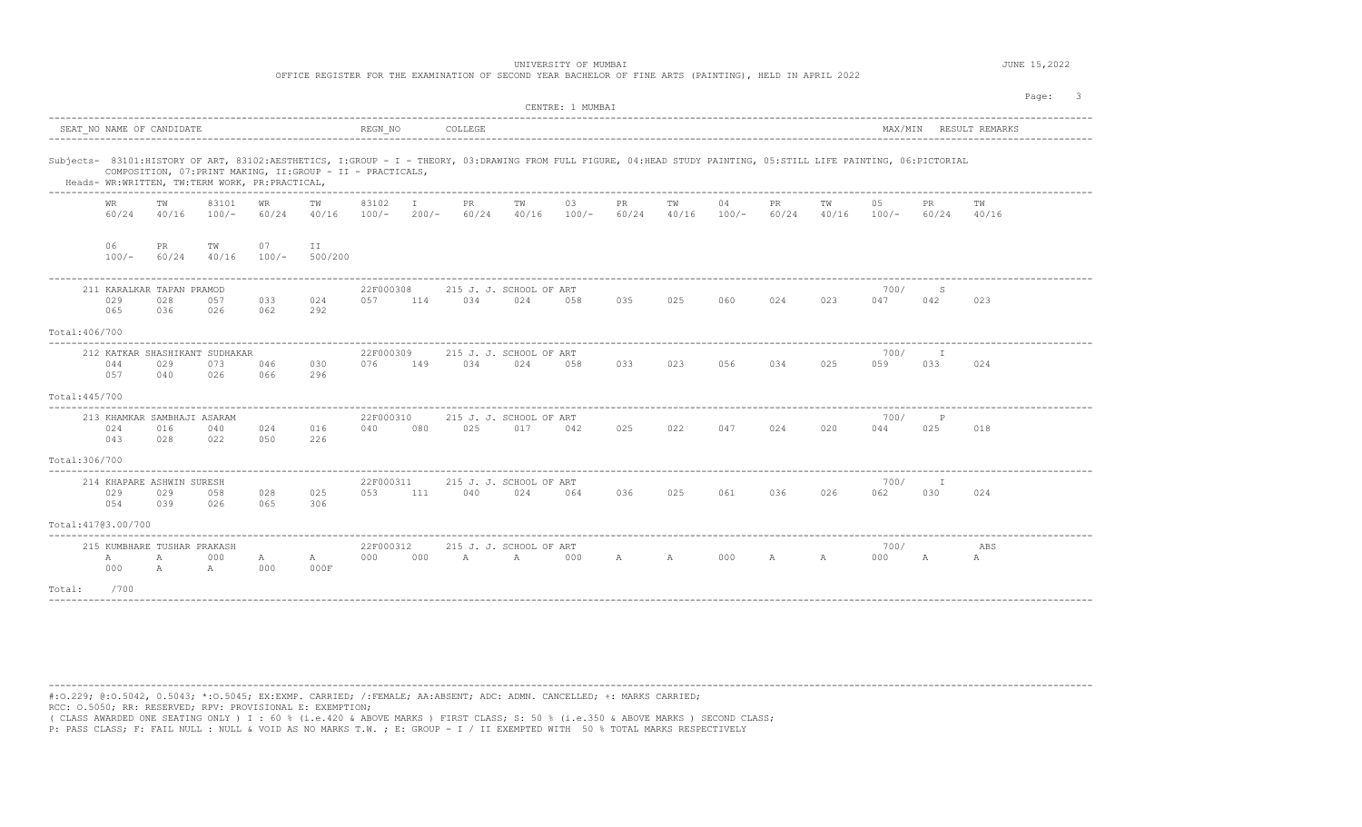UNIVERSITY OF MUMBAI

OFFICE REGISTER FOR THE EXAMINATION OF SECOND YEAR BACHELOR OF FINE ARTS (PAINTING), HELD IN APRIL 2022

JUNE 15,2022

CENTRE: 1 MUMBAI

SEAT_NO NAME OF CANDIDATE | REGN_NO | COLLEGE | MAX/MIN | RESULT REMARKS

Subjects- 83101:HISTORY OF ART, 83102:AESTHETICS, I:GROUP - I - THEORY, 03:DRAWING FROM FULL FIGURE, 04:HEAD STUDY PAINTING, 05:STILL LIFE PAINTING, 06:PICTORIAL COMPOSITION, 07:PRINT MAKING, II:GROUP - II - PRACTICALS,

Heads- WR:WRITTEN, TW:TERM WORK, PR:PRACTICAL,

| WR | TW | 83101 | WR | TW | 83102 | I | PR | TW | 03 | PR | TW | 04 | PR | TW | 05 | PR | TW |
|---|---|---|---|---|---|---|---|---|---|---|---|---|---|---|---|---|---|
| 60/24 | 40/16 | 100/- | 60/24 | 40/16 | 100/- | 200/- | 60/24 | 40/16 | 100/- | 60/24 | 40/16 | 100/- | 60/24 | 40/16 | 100/- | 60/24 | 40/16 |

| 06 | PR | TW | 07 | II |
|---|---|---|---|---|
| 100/- | 60/24 | 40/16 | 100/- | 500/200 |

**211 KARALKAR TAPAN PRAMOD** — 22F000308 — 215 J. J. SCHOOL OF ART — 700/ — S

| 029 | 028 | 057 | 033 | 024 | 057 | 114 | 034 | 024 | 058 | 035 | 025 | 060 | 024 | 023 | 047 | 042 | 023 |
|---|---|---|---|---|---|---|---|---|---|---|---|---|---|---|---|---|---|
| 065 | 036 | 026 | 062 | 292 | | | | | | | | | | | | | |

Total:406/700

**212 KATKAR SHASHIKANT SUDHAKAR** — 22F000309 — 215 J. J. SCHOOL OF ART — 700/ — I

| 044 | 029 | 073 | 046 | 030 | 076 | 149 | 034 | 024 | 058 | 033 | 023 | 056 | 034 | 025 | 059 | 033 | 024 |
|---|---|---|---|---|---|---|---|---|---|---|---|---|---|---|---|---|---|
| 057 | 040 | 026 | 066 | 296 | | | | | | | | | | | | | |

Total:445/700

**213 KHAMKAR SAMBHAJI ASARAM** — 22F000310 — 215 J. J. SCHOOL OF ART — 700/ — P

| 024 | 016 | 040 | 024 | 016 | 040 | 080 | 025 | 017 | 042 | 025 | 022 | 047 | 024 | 020 | 044 | 025 | 018 |
|---|---|---|---|---|---|---|---|---|---|---|---|---|---|---|---|---|---|
| 043 | 028 | 022 | 050 | 226 | | | | | | | | | | | | | |

Total:306/700

**214 KHAPARE ASHWIN SURESH** — 22F000311 — 215 J. J. SCHOOL OF ART — 700/ — I

| 029 | 029 | 058 | 028 | 025 | 053 | 111 | 040 | 024 | 064 | 036 | 025 | 061 | 036 | 026 | 062 | 030 | 024 |
|---|---|---|---|---|---|---|---|---|---|---|---|---|---|---|---|---|---|
| 054 | 039 | 026 | 065 | 306 | | | | | | | | | | | | | |

Total:417@3.00/700

**215 KUMBHARE TUSHAR PRAKASH** — 22F000312 — 215 J. J. SCHOOL OF ART — 700/ — ABS

| A | A | 000 | A | A | 000 | 000 | A | A | 000 | A | A | 000 | A | A | 000 | A | A |
|---|---|---|---|---|---|---|---|---|---|---|---|---|---|---|---|---|---|
| 000 | A | A | 000 | 000F | | | | | | | | | | | | | |

Total: /700

#:O.229; @:O.5042, 0.5043; *:O.5045; EX:EXMP. CARRIED; /:FEMALE; AA:ABSENT; ADC: ADMN. CANCELLED; +: MARKS CARRIED;
RCC: O.5050; RR: RESERVED; RPV: PROVISIONAL E: EXEMPTION;
( CLASS AWARDED ONE SEATING ONLY ) I : 60 % (i.e.420 & ABOVE MARKS ) FIRST CLASS; S: 50 % (i.e.350 & ABOVE MARKS ) SECOND CLASS;
P: PASS CLASS; F: FAIL NULL : NULL & VOID AS NO MARKS T.W. ; E: GROUP - I / II EXEMPTED WITH 50 % TOTAL MARKS RESPECTIVELY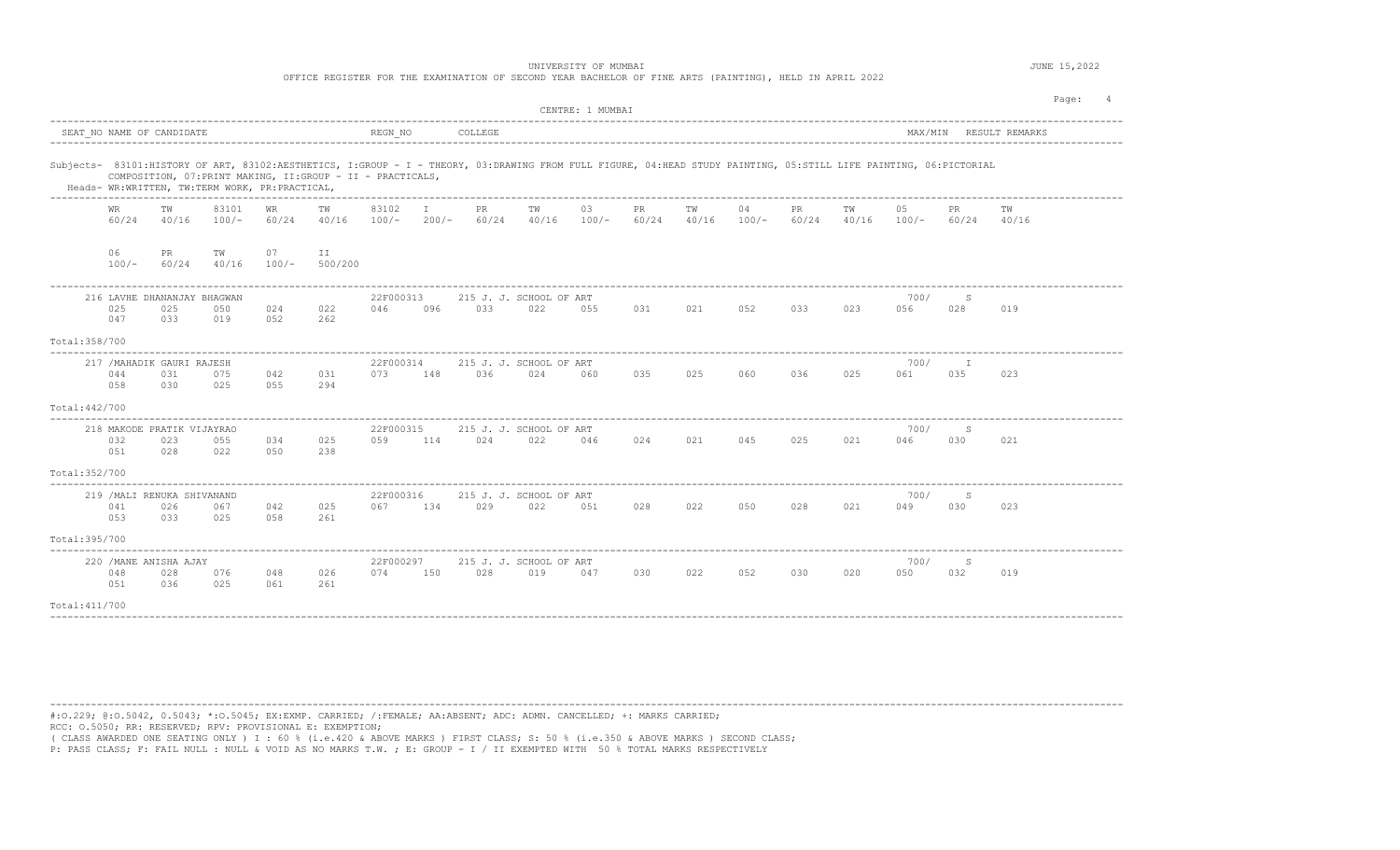UNIVERSITY OF MUMBAI

OFFICE REGISTER FOR THE EXAMINATION OF SECOND YEAR BACHELOR OF FINE ARTS (PAINTING), HELD IN APRIL 2022

JUNE 15,2022

CENTRE: 1 MUMBAI

| SEAT_NO | NAME OF CANDIDATE | REGN_NO | COLLEGE | MAX/MIN | RESULT | REMARKS |
|---|---|---|---|---|---|---|

Subjects- 83101:HISTORY OF ART, 83102:AESTHETICS, I:GROUP - I - THEORY, 03:DRAWING FROM FULL FIGURE, 04:HEAD STUDY PAINTING, 05:STILL LIFE PAINTING, 06:PICTORIAL COMPOSITION, 07:PRINT MAKING, II:GROUP - II - PRACTICALS,

Heads- WR:WRITTEN, TW:TERM WORK, PR:PRACTICAL,

| WR 60/24 | TW 40/16 | 83101 100/- | WR 60/24 | TW 40/16 | 83102 100/- | I 200/- | PR 60/24 | TW 40/16 | 03 100/- | PR 60/24 | TW 40/16 | 04 100/- | PR 60/24 | TW 40/16 | 05 100/- | PR 60/24 | TW 40/16 |
|---|---|---|---|---|---|---|---|---|---|---|---|---|---|---|---|---|---|

| 06 100/- | PR 60/24 | TW 40/16 | 07 100/- | II 500/200 |
|---|---|---|---|---|

**216 LAVHE DHANANJAY BHAGWAN** — 22F000313 — 215 J. J. SCHOOL OF ART — 700/ — S

| 025 | 025 | 050 | 024 | 022 | 046 | 096 | 033 | 022 | 055 | 031 | 021 | 052 | 033 | 023 | 056 | 028 | 019 |
|---|---|---|---|---|---|---|---|---|---|---|---|---|---|---|---|---|---|
| 047 | 033 | 019 | 052 | 262 | | | | | | | | | | | | | |

Total:358/700

**217 /MAHADIK GAURI RAJESH** — 22F000314 — 215 J. J. SCHOOL OF ART — 700/ — I

| 044 | 031 | 075 | 042 | 031 | 073 | 148 | 036 | 024 | 060 | 035 | 025 | 060 | 036 | 025 | 061 | 035 | 023 |
|---|---|---|---|---|---|---|---|---|---|---|---|---|---|---|---|---|---|
| 058 | 030 | 025 | 055 | 294 | | | | | | | | | | | | | |

Total:442/700

**218 MAKODE PRATIK VIJAYRAO** — 22F000315 — 215 J. J. SCHOOL OF ART — 700/ — S

| 032 | 023 | 055 | 034 | 025 | 059 | 114 | 024 | 022 | 046 | 024 | 021 | 045 | 025 | 021 | 046 | 030 | 021 |
|---|---|---|---|---|---|---|---|---|---|---|---|---|---|---|---|---|---|
| 051 | 028 | 022 | 050 | 238 | | | | | | | | | | | | | |

Total:352/700

**219 /MALI RENUKA SHIVANAND** — 22F000316 — 215 J. J. SCHOOL OF ART — 700/ — S

| 041 | 026 | 067 | 042 | 025 | 067 | 134 | 029 | 022 | 051 | 028 | 022 | 050 | 028 | 021 | 049 | 030 | 023 |
|---|---|---|---|---|---|---|---|---|---|---|---|---|---|---|---|---|---|
| 053 | 033 | 025 | 058 | 261 | | | | | | | | | | | | | |

Total:395/700

**220 /MANE ANISHA AJAY** — 22F000297 — 215 J. J. SCHOOL OF ART — 700/ — S

| 048 | 028 | 076 | 048 | 026 | 074 | 150 | 028 | 019 | 047 | 030 | 022 | 052 | 030 | 020 | 050 | 032 | 019 |
|---|---|---|---|---|---|---|---|---|---|---|---|---|---|---|---|---|---|
| 051 | 036 | 025 | 061 | 261 | | | | | | | | | | | | | |

Total:411/700

#:O.229; @:O.5042, 0.5043; *:O.5045; EX:EXMP. CARRIED; /:FEMALE; AA:ABSENT; ADC: ADMN. CANCELLED; +: MARKS CARRIED;
RCC: O.5050; RR: RESERVED; RPV: PROVISIONAL E: EXEMPTION;
( CLASS AWARDED ONE SEATING ONLY ) I : 60 % (i.e.420 & ABOVE MARKS ) FIRST CLASS; S: 50 % (i.e.350 & ABOVE MARKS ) SECOND CLASS;
P: PASS CLASS; F: FAIL NULL : NULL & VOID AS NO MARKS T.W. ; E: GROUP - I / II EXEMPTED WITH 50 % TOTAL MARKS RESPECTIVELY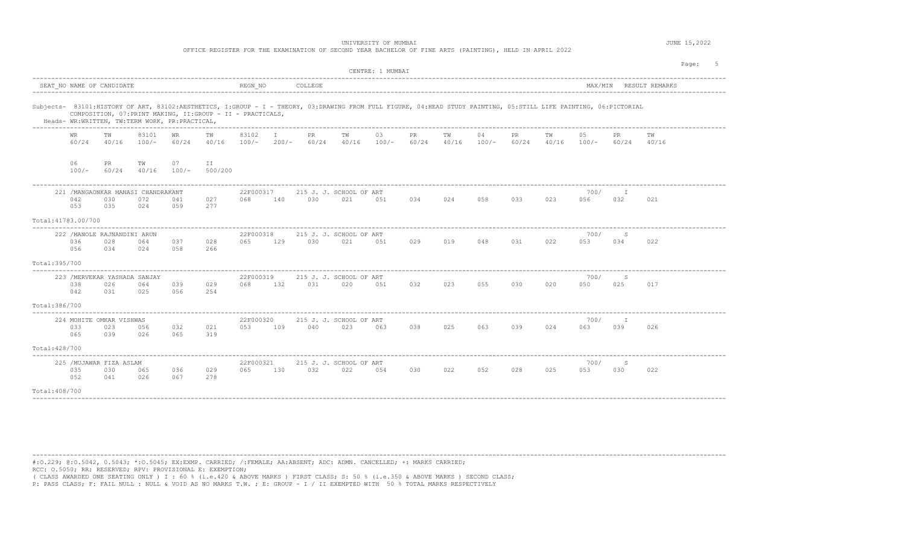UNIVERSITY OF MUMBAI

OFFICE REGISTER FOR THE EXAMINATION OF SECOND YEAR BACHELOR OF FINE ARTS (PAINTING), HELD IN APRIL 2022

JUNE 15,2022

CENTRE: 1 MUMBAI

| SEAT_NO | NAME OF CANDIDATE | REGN_NO | COLLEGE | MAX/MIN | RESULT | REMARKS |
|---|---|---|---|---|---|---|

Subjects- 83101:HISTORY OF ART, 83102:AESTHETICS, I:GROUP - I - THEORY, 03:DRAWING FROM FULL FIGURE, 04:HEAD STUDY PAINTING, 05:STILL LIFE PAINTING, 06:PICTORIAL COMPOSITION, 07:PRINT MAKING, II:GROUP - II - PRACTICALS,

Heads- WR:WRITTEN, TW:TERM WORK, PR:PRACTICAL,

| WR | TW | 83101 | WR | TW | 83102 | I | PR | TW | 03 | PR | TW | 04 | PR | TW | 05 | PR | TW |
|---|---|---|---|---|---|---|---|---|---|---|---|---|---|---|---|---|---|
| 60/24 | 40/16 | 100/- | 60/24 | 40/16 | 100/- | 200/- | 60/24 | 40/16 | 100/- | 60/24 | 40/16 | 100/- | 60/24 | 40/16 | 100/- | 60/24 | 40/16 |
| 06 | PR | TW | 07 | II | | | | | | | | | | | | | |
| 100/- | 60/24 | 40/16 | 100/- | 500/200 | | | | | | | | | | | | | |

| SEAT_NO | NAME OF CANDIDATE | REGN_NO | COLLEGE | MAX/MIN | RESULT |
|---|---|---|---|---|---|
| 221 | /MANGAONKAR MANASI CHANDRAKANT | 22F000317 | 215 J. J. SCHOOL OF ART | 700/ | I |

| 042 | 030 | 072 | 041 | 027 | 068 | 140 | 030 | 021 | 051 | 034 | 024 | 058 | 033 | 023 | 056 | 032 | 021 |
|---|---|---|---|---|---|---|---|---|---|---|---|---|---|---|---|---|---|
| 053 | 035 | 024 | 059 | 277 | | | | | | | | | | | | | |

Total:417@3.00/700

| SEAT_NO | NAME OF CANDIDATE | REGN_NO | COLLEGE | MAX/MIN | RESULT |
|---|---|---|---|---|---|
| 222 | /MANOLE RAJNANDINI ARUN | 22F000318 | 215 J. J. SCHOOL OF ART | 700/ | S |

| 036 | 028 | 064 | 037 | 028 | 065 | 129 | 030 | 021 | 051 | 029 | 019 | 048 | 031 | 022 | 053 | 034 | 022 |
|---|---|---|---|---|---|---|---|---|---|---|---|---|---|---|---|---|---|
| 056 | 034 | 024 | 058 | 266 | | | | | | | | | | | | | |

Total:395/700

| SEAT_NO | NAME OF CANDIDATE | REGN_NO | COLLEGE | MAX/MIN | RESULT |
|---|---|---|---|---|---|
| 223 | /MERVEKAR YASHADA SANJAY | 22F000319 | 215 J. J. SCHOOL OF ART | 700/ | S |

| 038 | 026 | 064 | 039 | 029 | 068 | 132 | 031 | 020 | 051 | 032 | 023 | 055 | 030 | 020 | 050 | 025 | 017 |
|---|---|---|---|---|---|---|---|---|---|---|---|---|---|---|---|---|---|
| 042 | 031 | 025 | 056 | 254 | | | | | | | | | | | | | |

Total:386/700

| SEAT_NO | NAME OF CANDIDATE | REGN_NO | COLLEGE | MAX/MIN | RESULT |
|---|---|---|---|---|---|
| 224 | MOHITE OMKAR VISHWAS | 22F000320 | 215 J. J. SCHOOL OF ART | 700/ | I |

| 033 | 023 | 056 | 032 | 021 | 053 | 109 | 040 | 023 | 063 | 038 | 025 | 063 | 039 | 024 | 063 | 039 | 026 |
|---|---|---|---|---|---|---|---|---|---|---|---|---|---|---|---|---|---|
| 065 | 039 | 026 | 065 | 319 | | | | | | | | | | | | | |

Total:428/700

| SEAT_NO | NAME OF CANDIDATE | REGN_NO | COLLEGE | MAX/MIN | RESULT |
|---|---|---|---|---|---|
| 225 | /MUJAWAR FIZA ASLAM | 22F000321 | 215 J. J. SCHOOL OF ART | 700/ | S |

| 035 | 030 | 065 | 036 | 029 | 065 | 130 | 032 | 022 | 054 | 030 | 022 | 052 | 028 | 025 | 053 | 030 | 022 |
|---|---|---|---|---|---|---|---|---|---|---|---|---|---|---|---|---|---|
| 052 | 041 | 026 | 067 | 278 | | | | | | | | | | | | | |

Total:408/700

#:O.229; @:O.5042, 0.5043; *:O.5045; EX:EXMP. CARRIED; /:FEMALE; AA:ABSENT; ADC: ADMN. CANCELLED; +: MARKS CARRIED;
RCC: O.5050; RR: RESERVED; RPV: PROVISIONAL E: EXEMPTION;
( CLASS AWARDED ONE SEATING ONLY ) I : 60 % (i.e.420 & ABOVE MARKS ) FIRST CLASS; S: 50 % (i.e.350 & ABOVE MARKS ) SECOND CLASS;
P: PASS CLASS; F: FAIL NULL : NULL & VOID AS NO MARKS T.W. ; E: GROUP - I / II EXEMPTED WITH 50 % TOTAL MARKS RESPECTIVELY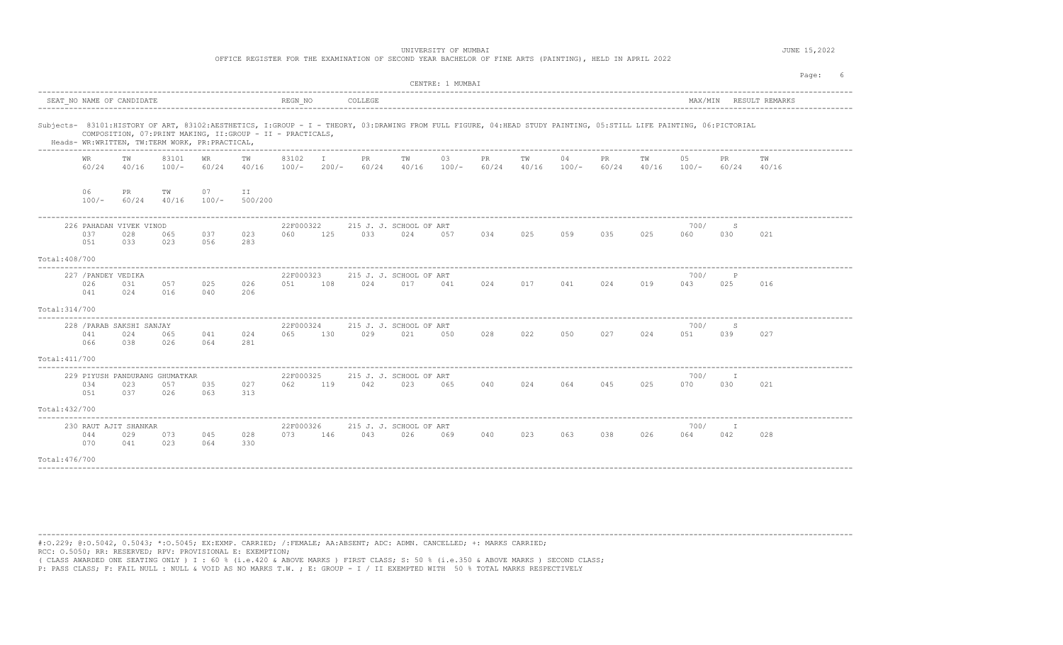UNIVERSITY OF MUMBAI

OFFICE REGISTER FOR THE EXAMINATION OF SECOND YEAR BACHELOR OF FINE ARTS (PAINTING), HELD IN APRIL 2022

JUNE 15,2022

CENTRE: 1 MUMBAI

| SEAT_NO | NAME OF CANDIDATE | REGN_NO | COLLEGE | MAX/MIN | RESULT | REMARKS |
|---|---|---|---|---|---|---|

Subjects- 83101:HISTORY OF ART, 83102:AESTHETICS, I:GROUP - I - THEORY, 03:DRAWING FROM FULL FIGURE, 04:HEAD STUDY PAINTING, 05:STILL LIFE PAINTING, 06:PICTORIAL COMPOSITION, 07:PRINT MAKING, II:GROUP - II - PRACTICALS,

Heads- WR:WRITTEN, TW:TERM WORK, PR:PRACTICAL,

| WR | TW | 83101 | WR | TW | 83102 | I | PR | TW | 03 | PR | TW | 04 | PR | TW | 05 | PR | TW |
|---|---|---|---|---|---|---|---|---|---|---|---|---|---|---|---|---|---|
| 60/24 | 40/16 | 100/- | 60/24 | 40/16 | 100/- | 200/- | 60/24 | 40/16 | 100/- | 60/24 | 40/16 | 100/- | 60/24 | 40/16 | 100/- | 60/24 | 40/16 |

| 06 | PR | TW | 07 | II |
|---|---|---|---|---|
| 100/- | 60/24 | 40/16 | 100/- | 500/200 |

| SEAT_NO | NAME OF CANDIDATE | REGN_NO | COLLEGE | MAX/MIN | RESULT |
|---|---|---|---|---|---|
| 226 | PAHADAN VIVEK VINOD | 22F000322 | 215 J. J. SCHOOL OF ART | 700/ | S |
| 227 | /PANDEY VEDIKA | 22F000323 | 215 J. J. SCHOOL OF ART | 700/ | P |
| 228 | /PARAB SAKSHI SANJAY | 22F000324 | 215 J. J. SCHOOL OF ART | 700/ | S |
| 229 | PIYUSH PANDURANG GHUMATKAR | 22F000325 | 215 J. J. SCHOOL OF ART | 700/ | I |
| 230 | RAUT AJIT SHANKAR | 22F000326 | 215 J. J. SCHOOL OF ART | 700/ | I |

| SEAT_NO | WR | TW | 83101 | WR | TW | 83102 | I | PR | TW | 03 | PR | TW | 04 | PR | TW | 05 | PR | TW | 06 | PR | TW | 07 | II | Total |
|---|---|---|---|---|---|---|---|---|---|---|---|---|---|---|---|---|---|---|---|---|---|---|---|---|
| 226 | 037 | 028 | 065 | 037 | 023 | 060 | 125 | 033 | 024 | 057 | 034 | 025 | 059 | 035 | 025 | 060 | 030 | 021 | 051 | 033 | 023 | 056 | 283 | 408/700 |
| 227 | 026 | 031 | 057 | 025 | 026 | 051 | 108 | 024 | 017 | 041 | 024 | 017 | 041 | 024 | 019 | 043 | 025 | 016 | 041 | 024 | 016 | 040 | 206 | 314/700 |
| 228 | 041 | 024 | 065 | 041 | 024 | 065 | 130 | 029 | 021 | 050 | 028 | 022 | 050 | 027 | 024 | 051 | 039 | 027 | 066 | 038 | 026 | 064 | 281 | 411/700 |
| 229 | 034 | 023 | 057 | 035 | 027 | 062 | 119 | 042 | 023 | 065 | 040 | 024 | 064 | 045 | 025 | 070 | 030 | 021 | 051 | 037 | 026 | 063 | 313 | 432/700 |
| 230 | 044 | 029 | 073 | 045 | 028 | 073 | 146 | 043 | 026 | 069 | 040 | 023 | 063 | 038 | 026 | 064 | 042 | 028 | 070 | 041 | 023 | 064 | 330 | 476/700 |

#:O.229; @:O.5042, 0.5043; *:O.5045; EX:EXMP. CARRIED; /:FEMALE; AA:ABSENT; ADC: ADMN. CANCELLED; +: MARKS CARRIED;
RCC: O.5050; RR: RESERVED; RPV: PROVISIONAL E: EXEMPTION;
( CLASS AWARDED ONE SEATING ONLY ) I : 60 % (i.e.420 & ABOVE MARKS ) FIRST CLASS; S: 50 % (i.e.350 & ABOVE MARKS ) SECOND CLASS;
P: PASS CLASS; F: FAIL NULL : NULL & VOID AS NO MARKS T.W. ; E: GROUP - I / II EXEMPTED WITH 50 % TOTAL MARKS RESPECTIVELY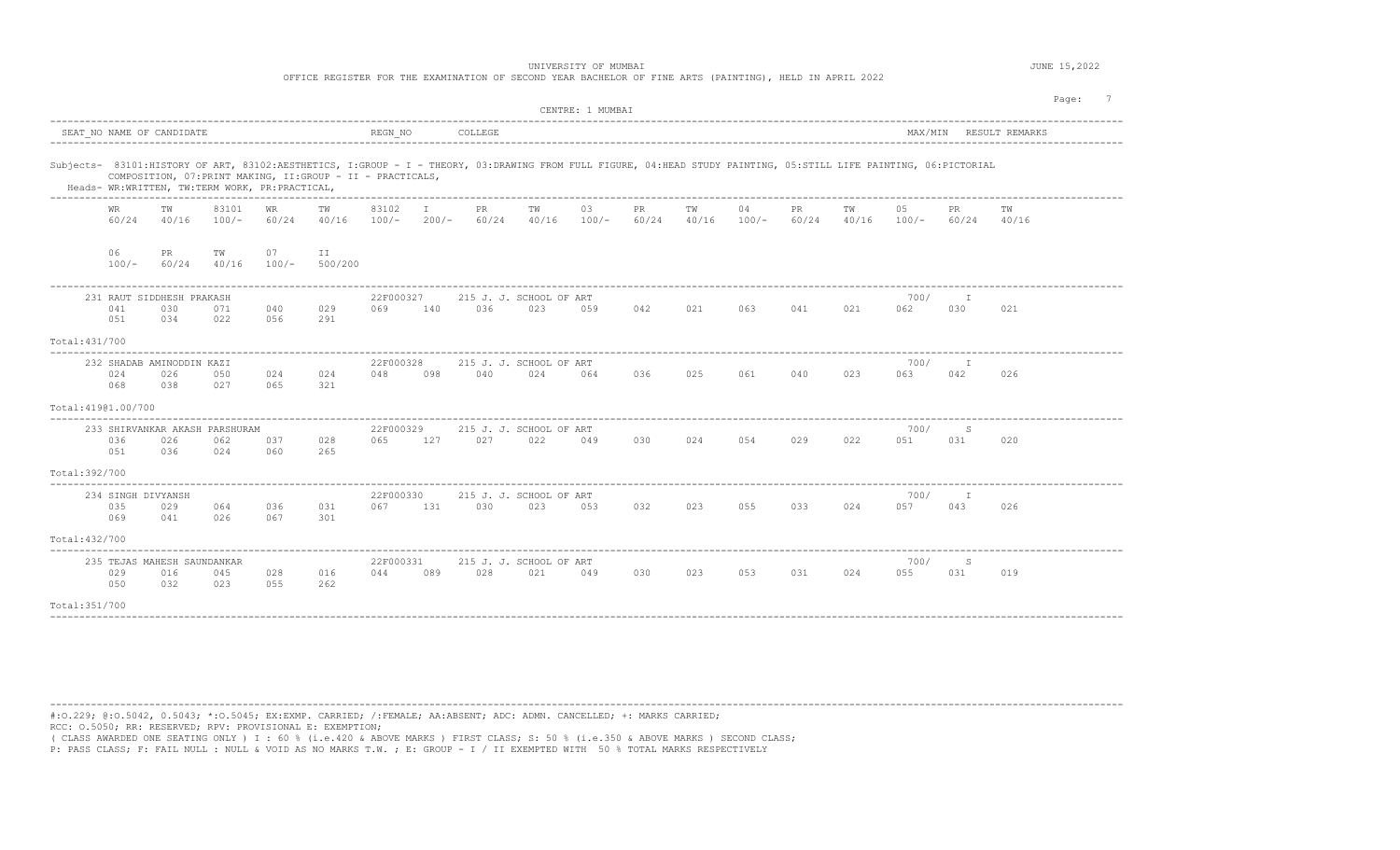UNIVERSITY OF MUMBAI

OFFICE REGISTER FOR THE EXAMINATION OF SECOND YEAR BACHELOR OF FINE ARTS (PAINTING), HELD IN APRIL 2022

JUNE 15,2022

CENTRE: 1 MUMBAI

SEAT_NO NAME OF CANDIDATE — REGN_NO — COLLEGE — MAX/MIN — RESULT REMARKS

Subjects- 83101:HISTORY OF ART, 83102:AESTHETICS, I:GROUP - I - THEORY, 03:DRAWING FROM FULL FIGURE, 04:HEAD STUDY PAINTING, 05:STILL LIFE PAINTING, 06:PICTORIAL COMPOSITION, 07:PRINT MAKING, II:GROUP - II - PRACTICALS,

Heads- WR:WRITTEN, TW:TERM WORK, PR:PRACTICAL,

| WR | TW | 83101 | WR | TW | 83102 | I | PR | TW | 03 | PR | TW | 04 | PR | TW | 05 | PR | TW |
|---|---|---|---|---|---|---|---|---|---|---|---|---|---|---|---|---|---|
| 60/24 | 40/16 | 100/- | 60/24 | 40/16 | 100/- | 200/- | 60/24 | 40/16 | 100/- | 60/24 | 40/16 | 100/- | 60/24 | 40/16 | 100/- | 60/24 | 40/16 |

| 06 | PR | TW | 07 | II |
|---|---|---|---|---|
| 100/- | 60/24 | 40/16 | 100/- | 500/200 |

| SEAT_NO | NAME OF CANDIDATE | REGN_NO | COLLEGE | MAX/MIN | RESULT |
|---|---|---|---|---|---|
| 231 | RAUT SIDDHESH PRAKASH | 22F000327 | 215 J. J. SCHOOL OF ART | 700/ | I |

| 041 | 030 | 071 | 040 | 029 | 069 | 140 | 036 | 023 | 059 | 042 | 021 | 063 | 041 | 021 | 062 | 030 | 021 |
|---|---|---|---|---|---|---|---|---|---|---|---|---|---|---|---|---|---|
| 051 | 034 | 022 | 056 | 291 | | | | | | | | | | | | | |

Total:431/700

| SEAT_NO | NAME OF CANDIDATE | REGN_NO | COLLEGE | MAX/MIN | RESULT |
|---|---|---|---|---|---|
| 232 | SHADAB AMINODDIN KAZI | 22F000328 | 215 J. J. SCHOOL OF ART | 700/ | I |

| 024 | 026 | 050 | 024 | 024 | 048 | 098 | 040 | 024 | 064 | 036 | 025 | 061 | 040 | 023 | 063 | 042 | 026 |
|---|---|---|---|---|---|---|---|---|---|---|---|---|---|---|---|---|---|
| 068 | 038 | 027 | 065 | 321 | | | | | | | | | | | | | |

Total:419@1.00/700

| SEAT_NO | NAME OF CANDIDATE | REGN_NO | COLLEGE | MAX/MIN | RESULT |
|---|---|---|---|---|---|
| 233 | SHIRVANKAR AKASH PARSHURAM | 22F000329 | 215 J. J. SCHOOL OF ART | 700/ | S |

| 036 | 026 | 062 | 037 | 028 | 065 | 127 | 027 | 022 | 049 | 030 | 024 | 054 | 029 | 022 | 051 | 031 | 020 |
|---|---|---|---|---|---|---|---|---|---|---|---|---|---|---|---|---|---|
| 051 | 036 | 024 | 060 | 265 | | | | | | | | | | | | | |

Total:392/700

| SEAT_NO | NAME OF CANDIDATE | REGN_NO | COLLEGE | MAX/MIN | RESULT |
|---|---|---|---|---|---|
| 234 | SINGH DIVYANSH | 22F000330 | 215 J. J. SCHOOL OF ART | 700/ | I |

| 035 | 029 | 064 | 036 | 031 | 067 | 131 | 030 | 023 | 053 | 032 | 023 | 055 | 033 | 024 | 057 | 043 | 026 |
|---|---|---|---|---|---|---|---|---|---|---|---|---|---|---|---|---|---|
| 069 | 041 | 026 | 067 | 301 | | | | | | | | | | | | | |

Total:432/700

| SEAT_NO | NAME OF CANDIDATE | REGN_NO | COLLEGE | MAX/MIN | RESULT |
|---|---|---|---|---|---|
| 235 | TEJAS MAHESH SAUNDANKAR | 22F000331 | 215 J. J. SCHOOL OF ART | 700/ | S |

| 029 | 016 | 045 | 028 | 016 | 044 | 089 | 028 | 021 | 049 | 030 | 023 | 053 | 031 | 024 | 055 | 031 | 019 |
|---|---|---|---|---|---|---|---|---|---|---|---|---|---|---|---|---|---|
| 050 | 032 | 023 | 055 | 262 | | | | | | | | | | | | | |

Total:351/700

#:O.229; @:O.5042, 0.5043; *:O.5045; EX:EXMP. CARRIED; /:FEMALE; AA:ABSENT; ADC: ADMN. CANCELLED; +: MARKS CARRIED;
RCC: O.5050; RR: RESERVED; RPV: PROVISIONAL E: EXEMPTION;
( CLASS AWARDED ONE SEATING ONLY ) I : 60 % (i.e.420 & ABOVE MARKS ) FIRST CLASS; S: 50 % (i.e.350 & ABOVE MARKS ) SECOND CLASS;
P: PASS CLASS; F: FAIL NULL : NULL & VOID AS NO MARKS T.W. ; E: GROUP - I / II EXEMPTED WITH 50 % TOTAL MARKS RESPECTIVELY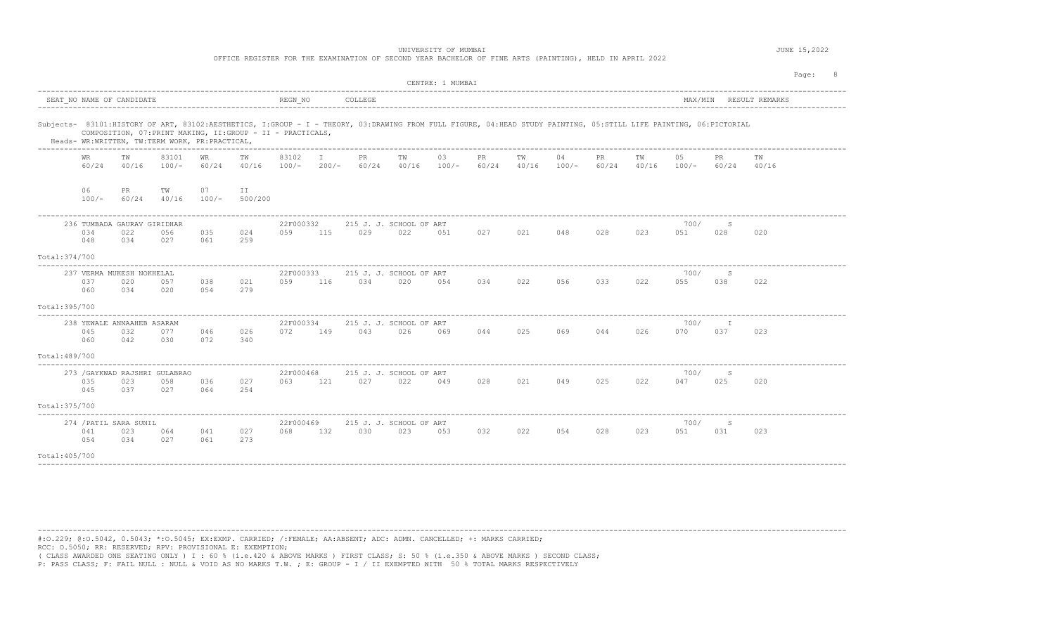UNIVERSITY OF MUMBAI

OFFICE REGISTER FOR THE EXAMINATION OF SECOND YEAR BACHELOR OF FINE ARTS (PAINTING), HELD IN APRIL 2022

JUNE 15,2022

CENTRE: 1 MUMBAI

| SEAT_NO NAME OF CANDIDATE | REGN_NO | COLLEGE | MAX/MIN | RESULT REMARKS |
|---|---|---|---|---|

Subjects- 83101:HISTORY OF ART, 83102:AESTHETICS, I:GROUP - I - THEORY, 03:DRAWING FROM FULL FIGURE, 04:HEAD STUDY PAINTING, 05:STILL LIFE PAINTING, 06:PICTORIAL COMPOSITION, 07:PRINT MAKING, II:GROUP - II - PRACTICALS,
Heads- WR:WRITTEN, TW:TERM WORK, PR:PRACTICAL,

| WR | TW | 83101 | WR | TW | 83102 | I | PR | TW | 03 | PR | TW | 04 | PR | TW | 05 | PR | TW |
|---|---|---|---|---|---|---|---|---|---|---|---|---|---|---|---|---|---|
| 60/24 | 40/16 | 100/- | 60/24 | 40/16 | 100/- | 200/- | 60/24 | 40/16 | 100/- | 60/24 | 40/16 | 100/- | 60/24 | 40/16 | 100/- | 60/24 | 40/16 |
| 06 | PR | TW | 07 | II | | | | | | | | | | | | | |
| 100/- | 60/24 | 40/16 | 100/- | 500/200 | | | | | | | | | | | | | |

| SEAT_NO | NAME OF CANDIDATE | REGN_NO | COLLEGE | MAX/MIN | RESULT |
|---|---|---|---|---|---|
| 236 | TUMBADA GAURAV GIRIDHAR | 22F000332 | 215 J. J. SCHOOL OF ART | 700/ | S |
| 237 | VERMA MUKESH NOKHELAL | 22F000333 | 215 J. J. SCHOOL OF ART | 700/ | S |
| 238 | YEWALE ANNAAHEB ASARAM | 22F000334 | 215 J. J. SCHOOL OF ART | 700/ | I |
| 273 | /GAYKWAD RAJSHRI GULABRAO | 22F000468 | 215 J. J. SCHOOL OF ART | 700/ | S |
| 274 | /PATIL SARA SUNIL | 22F000469 | 215 J. J. SCHOOL OF ART | 700/ | S |

| SEAT_NO | WR | TW | 83101 | WR | TW | 83102 | I | PR | TW | 03 | PR | TW | 04 | PR | TW | 05 | PR | TW | 06 | PR | TW | 07 | II | Total |
|---|---|---|---|---|---|---|---|---|---|---|---|---|---|---|---|---|---|---|---|---|---|---|---|---|
| 236 | 034 | 022 | 056 | 035 | 024 | 059 | 115 | 029 | 022 | 051 | 027 | 021 | 048 | 028 | 023 | 051 | 028 | 020 | 048 | 034 | 027 | 061 | 259 | 374/700 |
| 237 | 037 | 020 | 057 | 038 | 021 | 059 | 116 | 034 | 020 | 054 | 034 | 022 | 056 | 033 | 022 | 055 | 038 | 022 | 060 | 034 | 020 | 054 | 279 | 395/700 |
| 238 | 045 | 032 | 077 | 046 | 026 | 072 | 149 | 043 | 026 | 069 | 044 | 025 | 069 | 044 | 026 | 070 | 037 | 023 | 060 | 042 | 030 | 072 | 340 | 489/700 |
| 273 | 035 | 023 | 058 | 036 | 027 | 063 | 121 | 027 | 022 | 049 | 028 | 021 | 049 | 025 | 022 | 047 | 025 | 020 | 045 | 037 | 027 | 064 | 254 | 375/700 |
| 274 | 041 | 023 | 064 | 041 | 027 | 068 | 132 | 030 | 023 | 053 | 032 | 022 | 054 | 028 | 023 | 051 | 031 | 023 | 054 | 034 | 027 | 061 | 273 | 405/700 |

#:O.229; @:O.5042, 0.5043; *:O.5045; EX:EXMP. CARRIED; /:FEMALE; AA:ABSENT; ADC: ADMN. CANCELLED; +: MARKS CARRIED;
RCC: O.5050; RR: RESERVED; RPV: PROVISIONAL E: EXEMPTION;
( CLASS AWARDED ONE SEATING ONLY ) I : 60 % (i.e.420 & ABOVE MARKS ) FIRST CLASS; S: 50 % (i.e.350 & ABOVE MARKS ) SECOND CLASS;
P: PASS CLASS; F: FAIL NULL : NULL & VOID AS NO MARKS T.W. ; E: GROUP - I / II EXEMPTED WITH 50 % TOTAL MARKS RESPECTIVELY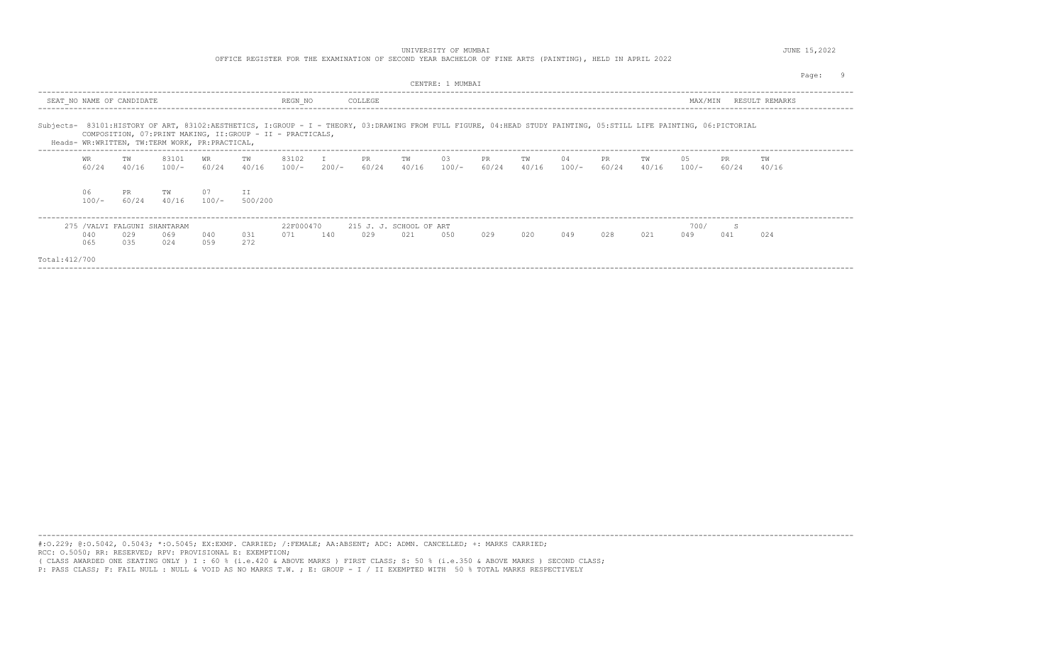UNIVERSITY OF MUMBAI

OFFICE REGISTER FOR THE EXAMINATION OF SECOND YEAR BACHELOR OF FINE ARTS (PAINTING), HELD IN APRIL 2022

JUNE 15,2022

CENTRE: 1 MUMBAI

| SEAT_NO | NAME OF CANDIDATE | REGN_NO | COLLEGE | MAX/MIN | RESULT | REMARKS |
|---|---|---|---|---|---|---|

Subjects- 83101:HISTORY OF ART, 83102:AESTHETICS, I:GROUP - I - THEORY, 03:DRAWING FROM FULL FIGURE, 04:HEAD STUDY PAINTING, 05:STILL LIFE PAINTING, 06:PICTORIAL COMPOSITION, 07:PRINT MAKING, II:GROUP - II - PRACTICALS,

Heads- WR:WRITTEN, TW:TERM WORK, PR:PRACTICAL,

| WR | TW | 83101 | WR | TW | 83102 | I | PR | TW | 03 | PR | TW | 04 | PR | TW | 05 | PR | TW |
|---|---|---|---|---|---|---|---|---|---|---|---|---|---|---|---|---|---|
| 60/24 | 40/16 | 100/- | 60/24 | 40/16 | 100/- | 200/- | 60/24 | 40/16 | 100/- | 60/24 | 40/16 | 100/- | 60/24 | 40/16 | 100/- | 60/24 | 40/16 |

| 06 | PR | TW | 07 | II |
|---|---|---|---|---|
| 100/- | 60/24 | 40/16 | 100/- | 500/200 |

275 /VALVI FALGUNI SHANTARAM — 22F000470 — 215 J. J. SCHOOL OF ART — 700/ — S

| 040 | 029 | 069 | 040 | 031 | 071 | 140 | 029 | 021 | 050 | 029 | 020 | 049 | 028 | 021 | 049 | 041 | 024 |
|---|---|---|---|---|---|---|---|---|---|---|---|---|---|---|---|---|---|
| 065 | 035 | 024 | 059 | 272 | | | | | | | | | | | | | |

Total:412/700

#:O.229; @:O.5042, 0.5043; *:O.5045; EX:EXMP. CARRIED; /:FEMALE; AA:ABSENT; ADC: ADMN. CANCELLED; +: MARKS CARRIED;
RCC: O.5050; RR: RESERVED; RPV: PROVISIONAL E: EXEMPTION;
( CLASS AWARDED ONE SEATING ONLY ) I : 60 % (i.e.420 & ABOVE MARKS ) FIRST CLASS; S: 50 % (i.e.350 & ABOVE MARKS ) SECOND CLASS;
P: PASS CLASS; F: FAIL NULL : NULL & VOID AS NO MARKS T.W. ; E: GROUP - I / II EXEMPTED WITH 50 % TOTAL MARKS RESPECTIVELY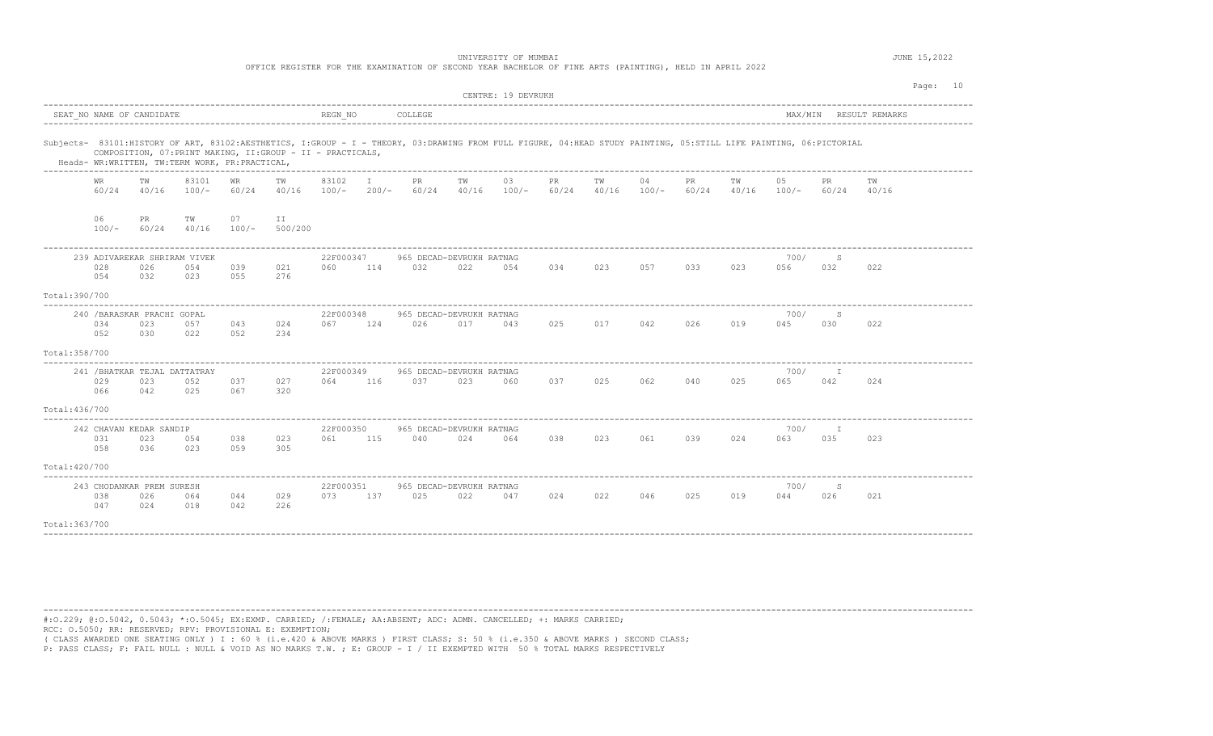UNIVERSITY OF MUMBAI

OFFICE REGISTER FOR THE EXAMINATION OF SECOND YEAR BACHELOR OF FINE ARTS (PAINTING), HELD IN APRIL 2022

JUNE 15,2022

CENTRE: 19 DEVRUKH

| SEAT_NO | NAME OF CANDIDATE | REGN_NO | COLLEGE | MAX/MIN | RESULT | REMARKS |
|---|---|---|---|---|---|---|

Subjects- 83101:HISTORY OF ART, 83102:AESTHETICS, I:GROUP - I - THEORY, 03:DRAWING FROM FULL FIGURE, 04:HEAD STUDY PAINTING, 05:STILL LIFE PAINTING, 06:PICTORIAL COMPOSITION, 07:PRINT MAKING, II:GROUP - II - PRACTICALS,

Heads- WR:WRITTEN, TW:TERM WORK, PR:PRACTICAL,

| WR | TW | 83101 | WR | TW | 83102 | I | PR | TW | 03 | PR | TW | 04 | PR | TW | 05 | PR | TW |
|---|---|---|---|---|---|---|---|---|---|---|---|---|---|---|---|---|---|
| 60/24 | 40/16 | 100/- | 60/24 | 40/16 | 100/- | 200/- | 60/24 | 40/16 | 100/- | 60/24 | 40/16 | 100/- | 60/24 | 40/16 | 100/- | 60/24 | 40/16 |

| 06 | PR | TW | 07 | II |
|---|---|---|---|---|
| 100/- | 60/24 | 40/16 | 100/- | 500/200 |

| SEAT_NO | NAME OF CANDIDATE | REGN_NO | COLLEGE | MAX/MIN | RESULT |
|---|---|---|---|---|---|
| 239 | ADIVAREKAR SHRIRAM VIVEK | 22F000347 | 965 DECAD-DEVRUKH RATNAG | 700/ | S |
| 240 | /BARASKAR PRACHI GOPAL | 22F000348 | 965 DECAD-DEVRUKH RATNAG | 700/ | S |
| 241 | /BHATKAR TEJAL DATTATRAY | 22F000349 | 965 DECAD-DEVRUKH RATNAG | 700/ | I |
| 242 | CHAVAN KEDAR SANDIP | 22F000350 | 965 DECAD-DEVRUKH RATNAG | 700/ | I |
| 243 | CHODANKAR PREM SURESH | 22F000351 | 965 DECAD-DEVRUKH RATNAG | 700/ | S |

| SEAT_NO | WR | TW | 83101 | WR | TW | 83102 | I | PR | TW | 03 | PR | TW | 04 | PR | TW | 05 | PR | TW | 06 | PR | TW | 07 | II | Total |
|---|---|---|---|---|---|---|---|---|---|---|---|---|---|---|---|---|---|---|---|---|---|---|---|---|
| 239 | 028 | 026 | 054 | 039 | 021 | 060 | 114 | 032 | 022 | 054 | 034 | 023 | 057 | 033 | 023 | 056 | 032 | 022 | 054 | 032 | 023 | 055 | 276 | 390/700 |
| 240 | 034 | 023 | 057 | 043 | 024 | 067 | 124 | 026 | 017 | 043 | 025 | 017 | 042 | 026 | 019 | 045 | 030 | 022 | 052 | 030 | 022 | 052 | 234 | 358/700 |
| 241 | 029 | 023 | 052 | 037 | 027 | 064 | 116 | 037 | 023 | 060 | 037 | 025 | 062 | 040 | 025 | 065 | 042 | 024 | 066 | 042 | 025 | 067 | 320 | 436/700 |
| 242 | 031 | 023 | 054 | 038 | 023 | 061 | 115 | 040 | 024 | 064 | 038 | 023 | 061 | 039 | 024 | 063 | 035 | 023 | 058 | 036 | 023 | 059 | 305 | 420/700 |
| 243 | 038 | 026 | 064 | 044 | 029 | 073 | 137 | 025 | 022 | 047 | 024 | 022 | 046 | 025 | 019 | 044 | 026 | 021 | 047 | 024 | 018 | 042 | 226 | 363/700 |

#:O.229; @:O.5042, 0.5043; *:O.5045; EX:EXMP. CARRIED; /:FEMALE; AA:ABSENT; ADC: ADMN. CANCELLED; +: MARKS CARRIED;
RCC: O.5050; RR: RESERVED; RPV: PROVISIONAL E: EXEMPTION;
( CLASS AWARDED ONE SEATING ONLY ) I : 60 % (i.e.420 & ABOVE MARKS ) FIRST CLASS; S: 50 % (i.e.350 & ABOVE MARKS ) SECOND CLASS;
P: PASS CLASS; F: FAIL NULL : NULL & VOID AS NO MARKS T.W. ; E: GROUP - I / II EXEMPTED WITH 50 % TOTAL MARKS RESPECTIVELY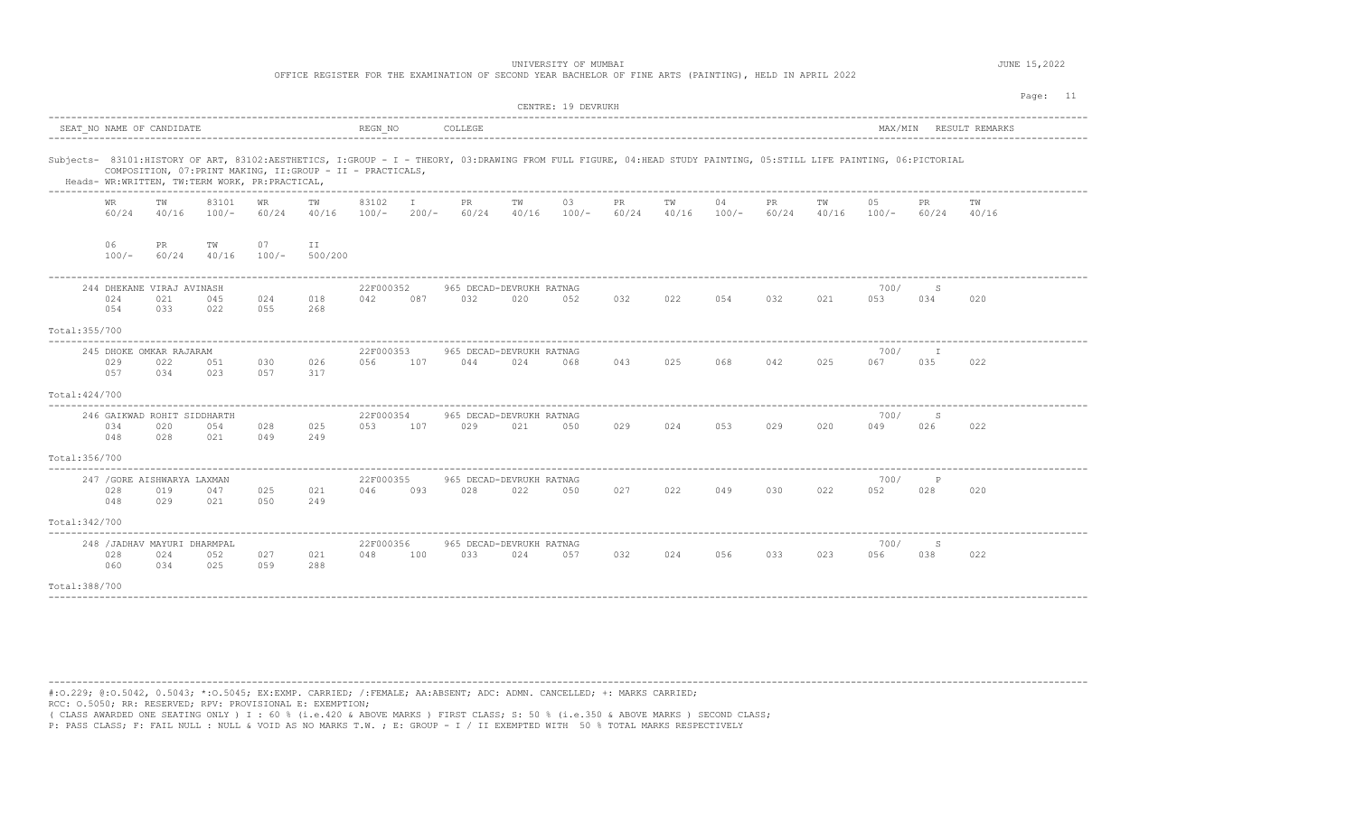UNIVERSITY OF MUMBAI

OFFICE REGISTER FOR THE EXAMINATION OF SECOND YEAR BACHELOR OF FINE ARTS (PAINTING), HELD IN APRIL 2022

JUNE 15,2022

CENTRE: 19 DEVRUKH

SEAT_NO NAME OF CANDIDATE | REGN_NO | COLLEGE | MAX/MIN | RESULT | REMARKS

Subjects- 83101:HISTORY OF ART, 83102:AESTHETICS, I:GROUP - I - THEORY, 03:DRAWING FROM FULL FIGURE, 04:HEAD STUDY PAINTING, 05:STILL LIFE PAINTING, 06:PICTORIAL COMPOSITION, 07:PRINT MAKING, II:GROUP - II - PRACTICALS,

Heads- WR:WRITTEN, TW:TERM WORK, PR:PRACTICAL,

| WR 60/24 | TW 40/16 | 83101 100/- | WR 60/24 | TW 40/16 | 83102 100/- | I 200/- | PR 60/24 | TW 40/16 | 03 100/- | PR 60/24 | TW 40/16 | 04 100/- | PR 60/24 | TW 40/16 | 05 100/- | PR 60/24 | TW 40/16 |
|---|---|---|---|---|---|---|---|---|---|---|---|---|---|---|---|---|---|
| 06 100/- | PR 60/24 | TW 40/16 | 07 100/- | II 500/200 | | | | | | | | | | | | | |

**244 DHEKANE VIRAJ AVINASH** — 22F000352 — 965 DECAD-DEVRUKH RATNAG — 700/ — S

| 024 | 021 | 045 | 024 | 018 | 042 | 087 | 032 | 020 | 052 | 032 | 022 | 054 | 032 | 021 | 053 | 034 | 020 |
|---|---|---|---|---|---|---|---|---|---|---|---|---|---|---|---|---|---|
| 054 | 033 | 022 | 055 | 268 | | | | | | | | | | | | | |

Total:355/700

**245 DHOKE OMKAR RAJARAM** — 22F000353 — 965 DECAD-DEVRUKH RATNAG — 700/ — I

| 029 | 022 | 051 | 030 | 026 | 056 | 107 | 044 | 024 | 068 | 043 | 025 | 068 | 042 | 025 | 067 | 035 | 022 |
|---|---|---|---|---|---|---|---|---|---|---|---|---|---|---|---|---|---|
| 057 | 034 | 023 | 057 | 317 | | | | | | | | | | | | | |

Total:424/700

**246 GAIKWAD ROHIT SIDDHARTH** — 22F000354 — 965 DECAD-DEVRUKH RATNAG — 700/ — S

| 034 | 020 | 054 | 028 | 025 | 053 | 107 | 029 | 021 | 050 | 029 | 024 | 053 | 029 | 020 | 049 | 026 | 022 |
|---|---|---|---|---|---|---|---|---|---|---|---|---|---|---|---|---|---|
| 048 | 028 | 021 | 049 | 249 | | | | | | | | | | | | | |

Total:356/700

**247 /GORE AISHWARYA LAXMAN** — 22F000355 — 965 DECAD-DEVRUKH RATNAG — 700/ — P

| 028 | 019 | 047 | 025 | 021 | 046 | 093 | 028 | 022 | 050 | 027 | 022 | 049 | 030 | 022 | 052 | 028 | 020 |
|---|---|---|---|---|---|---|---|---|---|---|---|---|---|---|---|---|---|
| 048 | 029 | 021 | 050 | 249 | | | | | | | | | | | | | |

Total:342/700

**248 /JADHAV MAYURI DHARMPAL** — 22F000356 — 965 DECAD-DEVRUKH RATNAG — 700/ — S

| 028 | 024 | 052 | 027 | 021 | 048 | 100 | 033 | 024 | 057 | 032 | 024 | 056 | 033 | 023 | 056 | 038 | 022 |
|---|---|---|---|---|---|---|---|---|---|---|---|---|---|---|---|---|---|
| 060 | 034 | 025 | 059 | 288 | | | | | | | | | | | | | |

Total:388/700

#:O.229; @:O.5042, 0.5043; *:O.5045; EX:EXMP. CARRIED; /:FEMALE; AA:ABSENT; ADC: ADMN. CANCELLED; +: MARKS CARRIED;
RCC: O.5050; RR: RESERVED; RPV: PROVISIONAL E: EXEMPTION;
( CLASS AWARDED ONE SEATING ONLY ) I : 60 % (i.e.420 & ABOVE MARKS ) FIRST CLASS; S: 50 % (i.e.350 & ABOVE MARKS ) SECOND CLASS;
P: PASS CLASS; F: FAIL NULL : NULL & VOID AS NO MARKS T.W. ; E: GROUP - I / II EXEMPTED WITH 50 % TOTAL MARKS RESPECTIVELY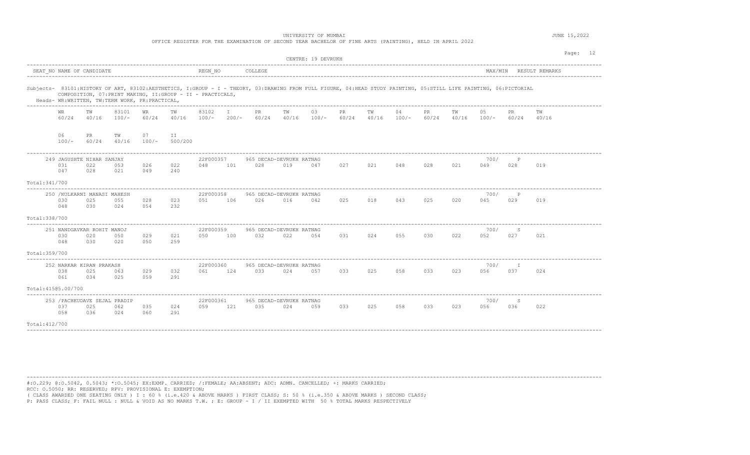UNIVERSITY OF MUMBAI

OFFICE REGISTER FOR THE EXAMINATION OF SECOND YEAR BACHELOR OF FINE ARTS (PAINTING), HELD IN APRIL 2022

JUNE 15,2022

CENTRE: 19 DEVRUKH

SEAT_NO NAME OF CANDIDATE | REGN_NO | COLLEGE | MAX/MIN | RESULT REMARKS

Subjects- 83101:HISTORY OF ART, 83102:AESTHETICS, I:GROUP - I - THEORY, 03:DRAWING FROM FULL FIGURE, 04:HEAD STUDY PAINTING, 05:STILL LIFE PAINTING, 06:PICTORIAL COMPOSITION, 07:PRINT MAKING, II:GROUP - II - PRACTICALS,

Heads- WR:WRITTEN, TW:TERM WORK, PR:PRACTICAL,

| WR | TW | 83101 | WR | TW | 83102 | I | PR | TW | 03 | PR | TW | 04 | PR | TW | 05 | PR | TW |
|---|---|---|---|---|---|---|---|---|---|---|---|---|---|---|---|---|---|
| 60/24 | 40/16 | 100/- | 60/24 | 40/16 | 100/- | 200/- | 60/24 | 40/16 | 100/- | 60/24 | 40/16 | 100/- | 60/24 | 40/16 | 100/- | 60/24 | 40/16 |

| 06 | PR | TW | 07 | II |
|---|---|---|---|---|
| 100/- | 60/24 | 40/16 | 100/- | 500/200 |

249 JAGUSHTE NIHAR SANJAY — 22F000357 — 965 DECAD-DEVRUKH RATNAG — 700/ — P

| 031 | 022 | 053 | 026 | 022 | 048 | 101 | 028 | 019 | 047 | 027 | 021 | 048 | 028 | 021 | 049 | 028 | 019 |
|---|---|---|---|---|---|---|---|---|---|---|---|---|---|---|---|---|---|
| 047 | 028 | 021 | 049 | 240 | | | | | | | | | | | | | |

Total:341/700

250 /KULKARNI MANASI MAHESH — 22F000358 — 965 DECAD-DEVRUKH RATNAG — 700/ — P

| 030 | 025 | 055 | 028 | 023 | 051 | 106 | 026 | 016 | 042 | 025 | 018 | 043 | 025 | 020 | 045 | 029 | 019 |
|---|---|---|---|---|---|---|---|---|---|---|---|---|---|---|---|---|---|
| 048 | 030 | 024 | 054 | 232 | | | | | | | | | | | | | |

Total:338/700

251 NANDGAVKAR ROHIT MANOJ — 22F000359 — 965 DECAD-DEVRUKH RATNAG — 700/ — S

| 030 | 020 | 050 | 029 | 021 | 050 | 100 | 032 | 022 | 054 | 031 | 024 | 055 | 030 | 022 | 052 | 027 | 021 |
|---|---|---|---|---|---|---|---|---|---|---|---|---|---|---|---|---|---|
| 048 | 030 | 020 | 050 | 259 | | | | | | | | | | | | | |

Total:359/700

252 NARKAR KIRAN PRAKASH — 22F000360 — 965 DECAD-DEVRUKH RATNAG — 700/ — I

| 038 | 025 | 063 | 029 | 032 | 061 | 124 | 033 | 024 | 057 | 033 | 025 | 058 | 033 | 023 | 056 | 037 | 024 |
|---|---|---|---|---|---|---|---|---|---|---|---|---|---|---|---|---|---|
| 061 | 034 | 025 | 059 | 291 | | | | | | | | | | | | | |

Total:415@5.00/700

253 /PACHKUDAVE SEJAL PRADIP — 22F000361 — 965 DECAD-DEVRUKH RATNAG — 700/ — S

| 037 | 025 | 062 | 035 | 024 | 059 | 121 | 035 | 024 | 059 | 033 | 025 | 058 | 033 | 023 | 056 | 036 | 022 |
|---|---|---|---|---|---|---|---|---|---|---|---|---|---|---|---|---|---|
| 058 | 036 | 024 | 060 | 291 | | | | | | | | | | | | | |

Total:412/700

#:O.229; @:O.5042, 0.5043; *:O.5045; EX:EXMP. CARRIED; /:FEMALE; AA:ABSENT; ADC: ADMN. CANCELLED; +: MARKS CARRIED;
RCC: O.5050; RR: RESERVED; RPV: PROVISIONAL E: EXEMPTION;
( CLASS AWARDED ONE SEATING ONLY ) I : 60 % (i.e.420 & ABOVE MARKS ) FIRST CLASS; S: 50 % (i.e.350 & ABOVE MARKS ) SECOND CLASS;
P: PASS CLASS; F: FAIL NULL : NULL & VOID AS NO MARKS T.W. ; E: GROUP - I / II EXEMPTED WITH 50 % TOTAL MARKS RESPECTIVELY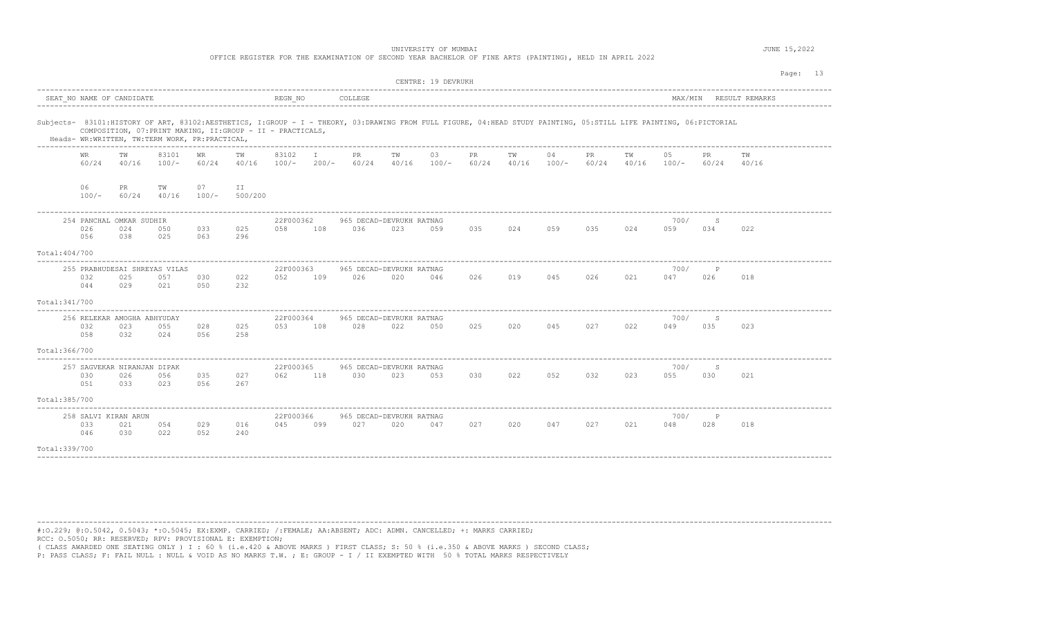UNIVERSITY OF MUMBAI

OFFICE REGISTER FOR THE EXAMINATION OF SECOND YEAR BACHELOR OF FINE ARTS (PAINTING), HELD IN APRIL 2022

JUNE 15,2022

CENTRE: 19 DEVRUKH

| SEAT_NO | NAME OF CANDIDATE | REGN_NO | COLLEGE | MAX/MIN | RESULT | REMARKS |
|---|---|---|---|---|---|---|

Subjects- 83101:HISTORY OF ART, 83102:AESTHETICS, I:GROUP - I - THEORY, 03:DRAWING FROM FULL FIGURE, 04:HEAD STUDY PAINTING, 05:STILL LIFE PAINTING, 06:PICTORIAL COMPOSITION, 07:PRINT MAKING, II:GROUP - II - PRACTICALS,

Heads- WR:WRITTEN, TW:TERM WORK, PR:PRACTICAL,

| WR | TW | 83101 | WR | TW | 83102 | I | PR | TW | 03 | PR | TW | 04 | PR | TW | 05 | PR | TW |
|---|---|---|---|---|---|---|---|---|---|---|---|---|---|---|---|---|---|
| 60/24 | 40/16 | 100/- | 60/24 | 40/16 | 100/- | 200/- | 60/24 | 40/16 | 100/- | 60/24 | 40/16 | 100/- | 60/24 | 40/16 | 100/- | 60/24 | 40/16 |

| 06 | PR | TW | 07 | II |
|---|---|---|---|---|
| 100/- | 60/24 | 40/16 | 100/- | 500/200 |

**254 PANCHAL OMKAR SUDHIR** — 22F000362 — 965 DECAD-DEVRUKH RATNAG — 700/ — S

| 026 | 024 | 050 | 033 | 025 | 058 | 108 | 036 | 023 | 059 | 035 | 024 | 059 | 035 | 024 | 059 | 034 | 022 |
|---|---|---|---|---|---|---|---|---|---|---|---|---|---|---|---|---|---|
| 056 | 038 | 025 | 063 | 296 | | | | | | | | | | | | | |

Total:404/700

**255 PRABHUDESAI SHREYAS VILAS** — 22F000363 — 965 DECAD-DEVRUKH RATNAG — 700/ — P

| 032 | 025 | 057 | 030 | 022 | 052 | 109 | 026 | 020 | 046 | 026 | 019 | 045 | 026 | 021 | 047 | 026 | 018 |
|---|---|---|---|---|---|---|---|---|---|---|---|---|---|---|---|---|---|
| 044 | 029 | 021 | 050 | 232 | | | | | | | | | | | | | |

Total:341/700

**256 RELEKAR AMOGHA ABHYUDAY** — 22F000364 — 965 DECAD-DEVRUKH RATNAG — 700/ — S

| 032 | 023 | 055 | 028 | 025 | 053 | 108 | 028 | 022 | 050 | 025 | 020 | 045 | 027 | 022 | 049 | 035 | 023 |
|---|---|---|---|---|---|---|---|---|---|---|---|---|---|---|---|---|---|
| 058 | 032 | 024 | 056 | 258 | | | | | | | | | | | | | |

Total:366/700

**257 SAGVEKAR NIRANJAN DIPAK** — 22F000365 — 965 DECAD-DEVRUKH RATNAG — 700/ — S

| 030 | 026 | 056 | 035 | 027 | 062 | 118 | 030 | 023 | 053 | 030 | 022 | 052 | 032 | 023 | 055 | 030 | 021 |
|---|---|---|---|---|---|---|---|---|---|---|---|---|---|---|---|---|---|
| 051 | 033 | 023 | 056 | 267 | | | | | | | | | | | | | |

Total:385/700

**258 SALVI KIRAN ARUN** — 22F000366 — 965 DECAD-DEVRUKH RATNAG — 700/ — P

| 033 | 021 | 054 | 029 | 016 | 045 | 099 | 027 | 020 | 047 | 027 | 020 | 047 | 027 | 021 | 048 | 028 | 018 |
|---|---|---|---|---|---|---|---|---|---|---|---|---|---|---|---|---|---|
| 046 | 030 | 022 | 052 | 240 | | | | | | | | | | | | | |

Total:339/700

#:O.229; @:O.5042, 0.5043; *:O.5045; EX:EXMP. CARRIED; /:FEMALE; AA:ABSENT; ADC: ADMN. CANCELLED; +: MARKS CARRIED;
RCC: O.5050; RR: RESERVED; RPV: PROVISIONAL E: EXEMPTION;
( CLASS AWARDED ONE SEATING ONLY ) I : 60 % (i.e.420 & ABOVE MARKS ) FIRST CLASS; S: 50 % (i.e.350 & ABOVE MARKS ) SECOND CLASS;
P: PASS CLASS; F: FAIL NULL : NULL & VOID AS NO MARKS T.W. ; E: GROUP - I / II EXEMPTED WITH 50 % TOTAL MARKS RESPECTIVELY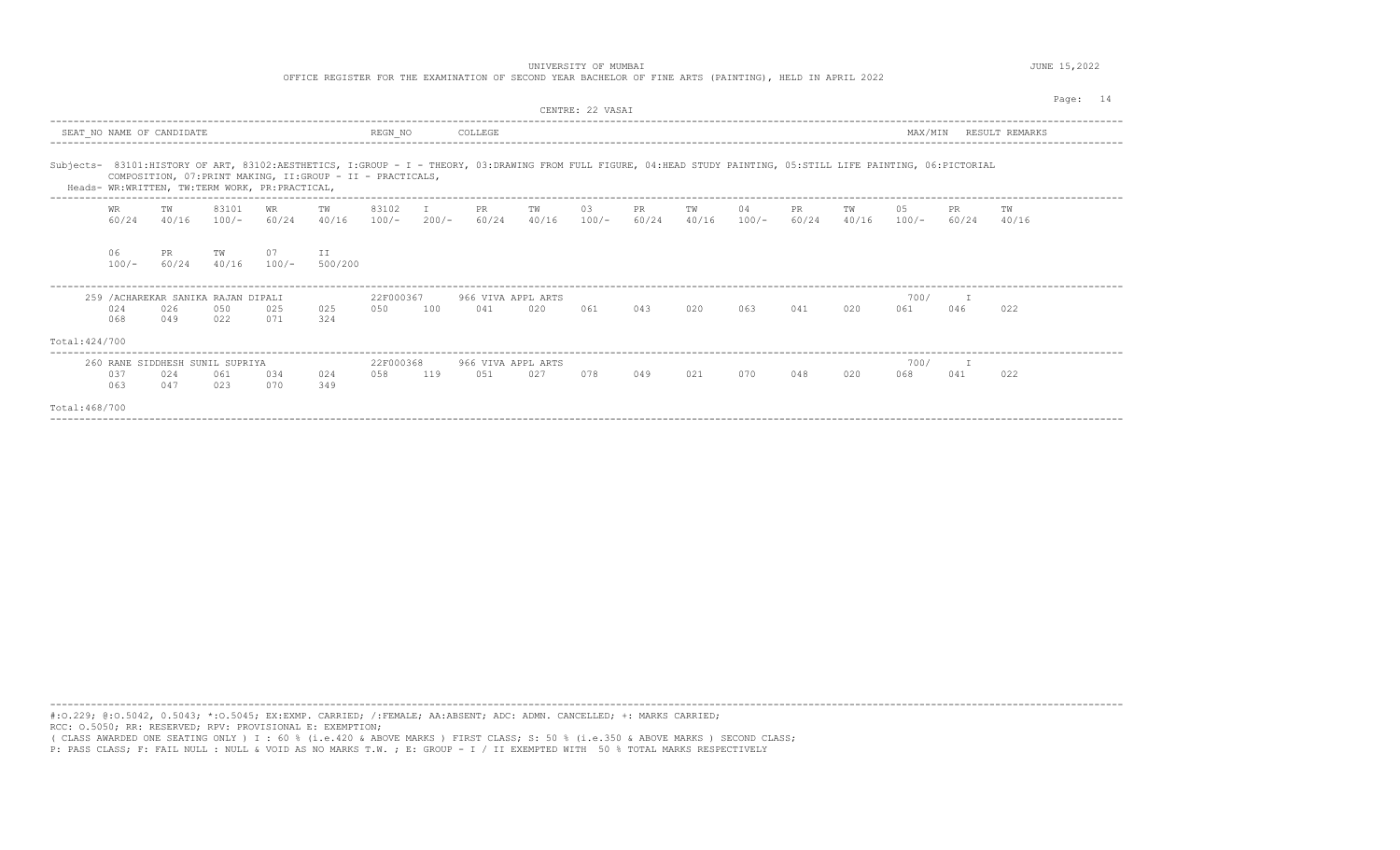UNIVERSITY OF MUMBAI

OFFICE REGISTER FOR THE EXAMINATION OF SECOND YEAR BACHELOR OF FINE ARTS (PAINTING), HELD IN APRIL 2022

JUNE 15,2022

CENTRE: 22 VASAI

| SEAT_NO | NAME OF CANDIDATE | REGN_NO | COLLEGE | MAX/MIN | RESULT | REMARKS |
|---|---|---|---|---|---|---|

Subjects- 83101:HISTORY OF ART, 83102:AESTHETICS, I:GROUP - I - THEORY, 03:DRAWING FROM FULL FIGURE, 04:HEAD STUDY PAINTING, 05:STILL LIFE PAINTING, 06:PICTORIAL COMPOSITION, 07:PRINT MAKING, II:GROUP - II - PRACTICALS,

Heads- WR:WRITTEN, TW:TERM WORK, PR:PRACTICAL,

| WR | TW | 83101 | WR | TW | 83102 | I | PR | TW | 03 | PR | TW | 04 | PR | TW | 05 | PR | TW |
|---|---|---|---|---|---|---|---|---|---|---|---|---|---|---|---|---|---|
| 60/24 | 40/16 | 100/- | 60/24 | 40/16 | 100/- | 200/- | 60/24 | 40/16 | 100/- | 60/24 | 40/16 | 100/- | 60/24 | 40/16 | 100/- | 60/24 | 40/16 |

| 06 | PR | TW | 07 | II |
|---|---|---|---|---|
| 100/- | 60/24 | 40/16 | 100/- | 500/200 |

259 /ACHAREKAR SANIKA RAJAN DIPALI — 22F000367 — 966 VIVA APPL ARTS — 700/ — I

| 024 | 026 | 050 | 025 | 025 | 050 | 100 | 041 | 020 | 061 | 043 | 020 | 063 | 041 | 020 | 061 | 046 | 022 |
|---|---|---|---|---|---|---|---|---|---|---|---|---|---|---|---|---|---|
| 068 | 049 | 022 | 071 | 324 | | | | | | | | | | | | | |

Total:424/700

260 RANE SIDDHESH SUNIL SUPRIYA — 22F000368 — 966 VIVA APPL ARTS — 700/ — I

| 037 | 024 | 061 | 034 | 024 | 058 | 119 | 051 | 027 | 078 | 049 | 021 | 070 | 048 | 020 | 068 | 041 | 022 |
|---|---|---|---|---|---|---|---|---|---|---|---|---|---|---|---|---|---|
| 063 | 047 | 023 | 070 | 349 | | | | | | | | | | | | | |

Total:468/700

#:O.229; @:O.5042, 0.5043; *:O.5045; EX:EXMP. CARRIED; /:FEMALE; AA:ABSENT; ADC: ADMN. CANCELLED; +: MARKS CARRIED;
RCC: O.5050; RR: RESERVED; RPV: PROVISIONAL E: EXEMPTION;
( CLASS AWARDED ONE SEATING ONLY ) I : 60 % (i.e.420 & ABOVE MARKS ) FIRST CLASS; S: 50 % (i.e.350 & ABOVE MARKS ) SECOND CLASS;
P: PASS CLASS; F: FAIL NULL : NULL & VOID AS NO MARKS T.W. ; E: GROUP - I / II EXEMPTED WITH 50 % TOTAL MARKS RESPECTIVELY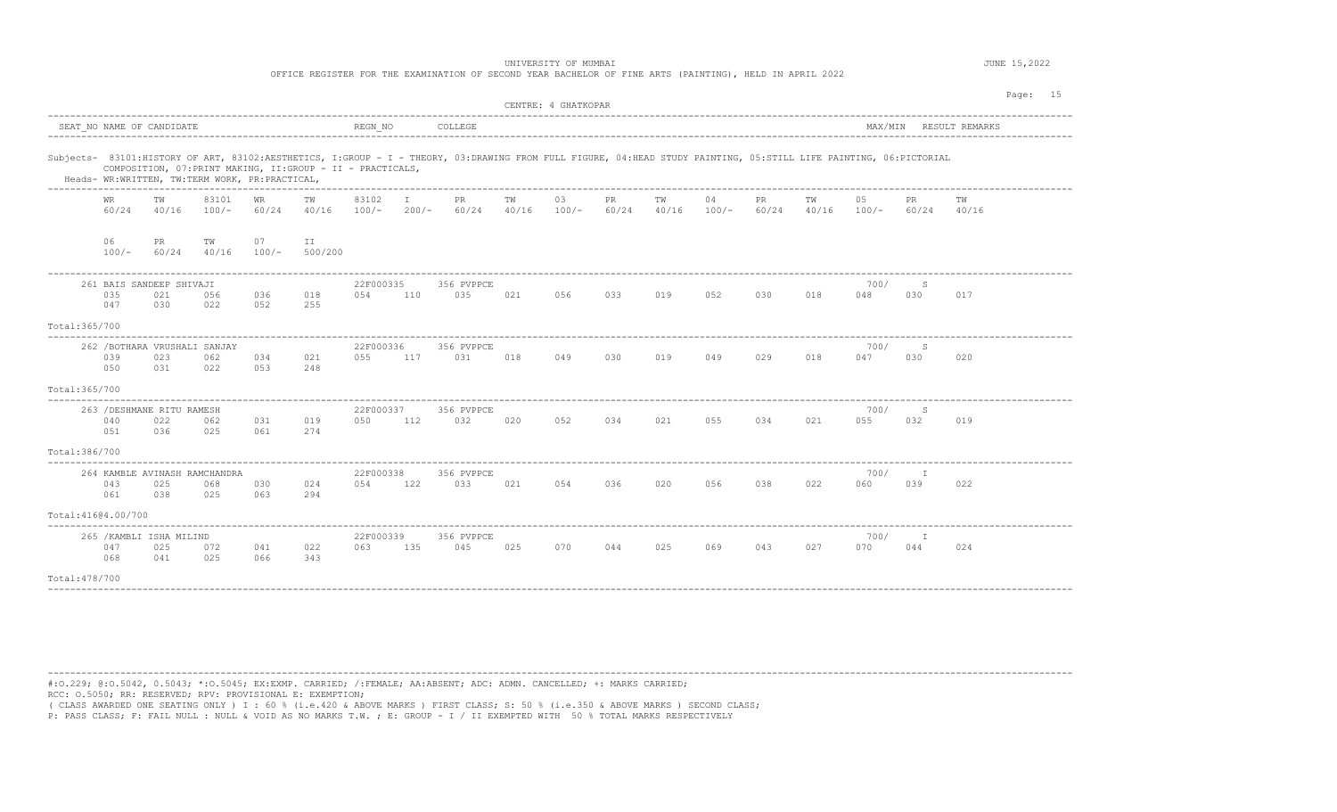UNIVERSITY OF MUMBAI

OFFICE REGISTER FOR THE EXAMINATION OF SECOND YEAR BACHELOR OF FINE ARTS (PAINTING), HELD IN APRIL 2022

JUNE 15,2022

CENTRE: 4 GHATKOPAR

SEAT_NO NAME OF CANDIDATE | REGN_NO | COLLEGE | MAX/MIN | RESULT REMARKS

Subjects- 83101:HISTORY OF ART, 83102:AESTHETICS, I:GROUP - I - THEORY, 03:DRAWING FROM FULL FIGURE, 04:HEAD STUDY PAINTING, 05:STILL LIFE PAINTING, 06:PICTORIAL COMPOSITION, 07:PRINT MAKING, II:GROUP - II - PRACTICALS,

Heads- WR:WRITTEN, TW:TERM WORK, PR:PRACTICAL,

| WR | TW | 83101 | WR | TW | 83102 | I | PR | TW | 03 | PR | TW | 04 | PR | TW | 05 | PR | TW |
|---|---|---|---|---|---|---|---|---|---|---|---|---|---|---|---|---|---|
| 60/24 | 40/16 | 100/- | 60/24 | 40/16 | 100/- | 200/- | 60/24 | 40/16 | 100/- | 60/24 | 40/16 | 100/- | 60/24 | 40/16 | 100/- | 60/24 | 40/16 |

| 06 | PR | TW | 07 | II |
|---|---|---|---|---|
| 100/- | 60/24 | 40/16 | 100/- | 500/200 |

**261 BAIS SANDEEP SHIVAJI** — 22F000335 — 356 PVPPCE — 700/ — S

| 035 | 021 | 056 | 036 | 018 | 054 | 110 | 035 | 021 | 056 | 033 | 019 | 052 | 030 | 018 | 048 | 030 | 017 |
|---|---|---|---|---|---|---|---|---|---|---|---|---|---|---|---|---|---|
| 047 | 030 | 022 | 052 | 255 | | | | | | | | | | | | | |

Total:365/700

**262 /BOTHARA VRUSHALI SANJAY** — 22F000336 — 356 PVPPCE — 700/ — S

| 039 | 023 | 062 | 034 | 021 | 055 | 117 | 031 | 018 | 049 | 030 | 019 | 049 | 029 | 018 | 047 | 030 | 020 |
|---|---|---|---|---|---|---|---|---|---|---|---|---|---|---|---|---|---|
| 050 | 031 | 022 | 053 | 248 | | | | | | | | | | | | | |

Total:365/700

**263 /DESHMANE RITU RAMESH** — 22F000337 — 356 PVPPCE — 700/ — S

| 040 | 022 | 062 | 031 | 019 | 050 | 112 | 032 | 020 | 052 | 034 | 021 | 055 | 034 | 021 | 055 | 032 | 019 |
|---|---|---|---|---|---|---|---|---|---|---|---|---|---|---|---|---|---|
| 051 | 036 | 025 | 061 | 274 | | | | | | | | | | | | | |

Total:386/700

**264 KAMBLE AVINASH RAMCHANDRA** — 22F000338 — 356 PVPPCE — 700/ — I

| 043 | 025 | 068 | 030 | 024 | 054 | 122 | 033 | 021 | 054 | 036 | 020 | 056 | 038 | 022 | 060 | 039 | 022 |
|---|---|---|---|---|---|---|---|---|---|---|---|---|---|---|---|---|---|
| 061 | 038 | 025 | 063 | 294 | | | | | | | | | | | | | |

Total:416@4.00/700

**265 /KAMBLI ISHA MILIND** — 22F000339 — 356 PVPPCE — 700/ — I

| 047 | 025 | 072 | 041 | 022 | 063 | 135 | 045 | 025 | 070 | 044 | 025 | 069 | 043 | 027 | 070 | 044 | 024 |
|---|---|---|---|---|---|---|---|---|---|---|---|---|---|---|---|---|---|
| 068 | 041 | 025 | 066 | 343 | | | | | | | | | | | | | |

Total:478/700

#:O.229; @:O.5042, 0.5043; *:O.5045; EX:EXMP. CARRIED; /:FEMALE; AA:ABSENT; ADC: ADMN. CANCELLED; +: MARKS CARRIED;
RCC: O.5050; RR: RESERVED; RPV: PROVISIONAL E: EXEMPTION;
( CLASS AWARDED ONE SEATING ONLY ) I : 60 % (i.e.420 & ABOVE MARKS ) FIRST CLASS; S: 50 % (i.e.350 & ABOVE MARKS ) SECOND CLASS;
P: PASS CLASS; F: FAIL NULL : NULL & VOID AS NO MARKS T.W. ; E: GROUP - I / II EXEMPTED WITH 50 % TOTAL MARKS RESPECTIVELY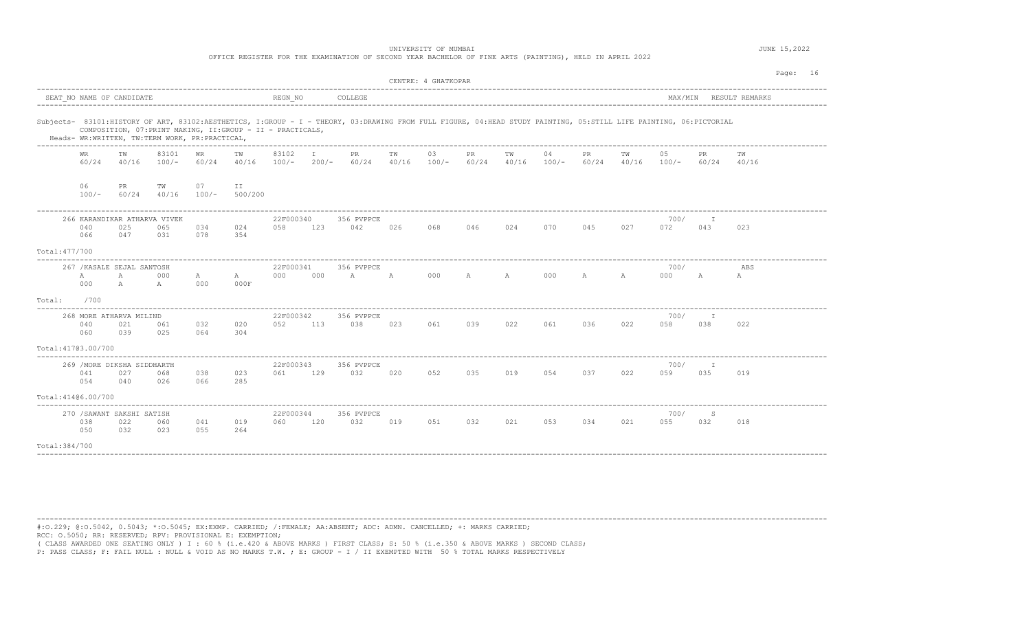UNIVERSITY OF MUMBAI

OFFICE REGISTER FOR THE EXAMINATION OF SECOND YEAR BACHELOR OF FINE ARTS (PAINTING), HELD IN APRIL 2022

JUNE 15,2022

CENTRE: 4 GHATKOPAR

| SEAT_NO | NAME OF CANDIDATE | REGN_NO | COLLEGE | MAX/MIN | RESULT | REMARKS |
|---|---|---|---|---|---|---|

Subjects- 83101:HISTORY OF ART, 83102:AESTHETICS, I:GROUP - I - THEORY, 03:DRAWING FROM FULL FIGURE, 04:HEAD STUDY PAINTING, 05:STILL LIFE PAINTING, 06:PICTORIAL COMPOSITION, 07:PRINT MAKING, II:GROUP - II - PRACTICALS,

Heads- WR:WRITTEN, TW:TERM WORK, PR:PRACTICAL,

| WR | TW | 83101 | WR | TW | 83102 | I | PR | TW | 03 | PR | TW | 04 | PR | TW | 05 | PR | TW |
|---|---|---|---|---|---|---|---|---|---|---|---|---|---|---|---|---|---|
| 60/24 | 40/16 | 100/- | 60/24 | 40/16 | 100/- | 200/- | 60/24 | 40/16 | 100/- | 60/24 | 40/16 | 100/- | 60/24 | 40/16 | 100/- | 60/24 | 40/16 |

| 06 | PR | TW | 07 | II |
|---|---|---|---|---|
| 100/- | 60/24 | 40/16 | 100/- | 500/200 |

---

266 KARANDIKAR ATHARVA VIVEK — 22F000340 — 356 PVPPCE — 700/ — I

| 040 | 025 | 065 | 034 | 024 | 058 | 123 | 042 | 026 | 068 | 046 | 024 | 070 | 045 | 027 | 072 | 043 | 023 |
|---|---|---|---|---|---|---|---|---|---|---|---|---|---|---|---|---|---|
| 066 | 047 | 031 | 078 | 354 | | | | | | | | | | | | | |

Total:477/700

---

267 /KASALE SEJAL SANTOSH — 22F000341 — 356 PVPPCE — 700/ — ABS

| A | A | 000 | A | A | 000 | 000 | A | A | 000 | A | A | 000 | A | A | 000 | A | A |
|---|---|---|---|---|---|---|---|---|---|---|---|---|---|---|---|---|---|
| 000 | A | A | 000 | 000F | | | | | | | | | | | | | |

Total: /700

---

268 MORE ATHARVA MILIND — 22F000342 — 356 PVPPCE — 700/ — I

| 040 | 021 | 061 | 032 | 020 | 052 | 113 | 038 | 023 | 061 | 039 | 022 | 061 | 036 | 022 | 058 | 038 | 022 |
|---|---|---|---|---|---|---|---|---|---|---|---|---|---|---|---|---|---|
| 060 | 039 | 025 | 064 | 304 | | | | | | | | | | | | | |

Total:417@3.00/700

---

269 /MORE DIKSHA SIDDHARTH — 22F000343 — 356 PVPPCE — 700/ — I

| 041 | 027 | 068 | 038 | 023 | 061 | 129 | 032 | 020 | 052 | 035 | 019 | 054 | 037 | 022 | 059 | 035 | 019 |
|---|---|---|---|---|---|---|---|---|---|---|---|---|---|---|---|---|---|
| 054 | 040 | 026 | 066 | 285 | | | | | | | | | | | | | |

Total:414@6.00/700

---

270 /SAWANT SAKSHI SATISH — 22F000344 — 356 PVPPCE — 700/ — S

| 038 | 022 | 060 | 041 | 019 | 060 | 120 | 032 | 019 | 051 | 032 | 021 | 053 | 034 | 021 | 055 | 032 | 018 |
|---|---|---|---|---|---|---|---|---|---|---|---|---|---|---|---|---|---|
| 050 | 032 | 023 | 055 | 264 | | | | | | | | | | | | | |

Total:384/700

---

#:O.229; @:O.5042, 0.5043; *:O.5045; EX:EXMP. CARRIED; /:FEMALE; AA:ABSENT; ADC: ADMN. CANCELLED; +: MARKS CARRIED;
RCC: O.5050; RR: RESERVED; RPV: PROVISIONAL E: EXEMPTION;
( CLASS AWARDED ONE SEATING ONLY ) I : 60 % (i.e.420 & ABOVE MARKS ) FIRST CLASS; S: 50 % (i.e.350 & ABOVE MARKS ) SECOND CLASS;
P: PASS CLASS; F: FAIL NULL : NULL & VOID AS NO MARKS T.W. ; E: GROUP - I / II EXEMPTED WITH 50 % TOTAL MARKS RESPECTIVELY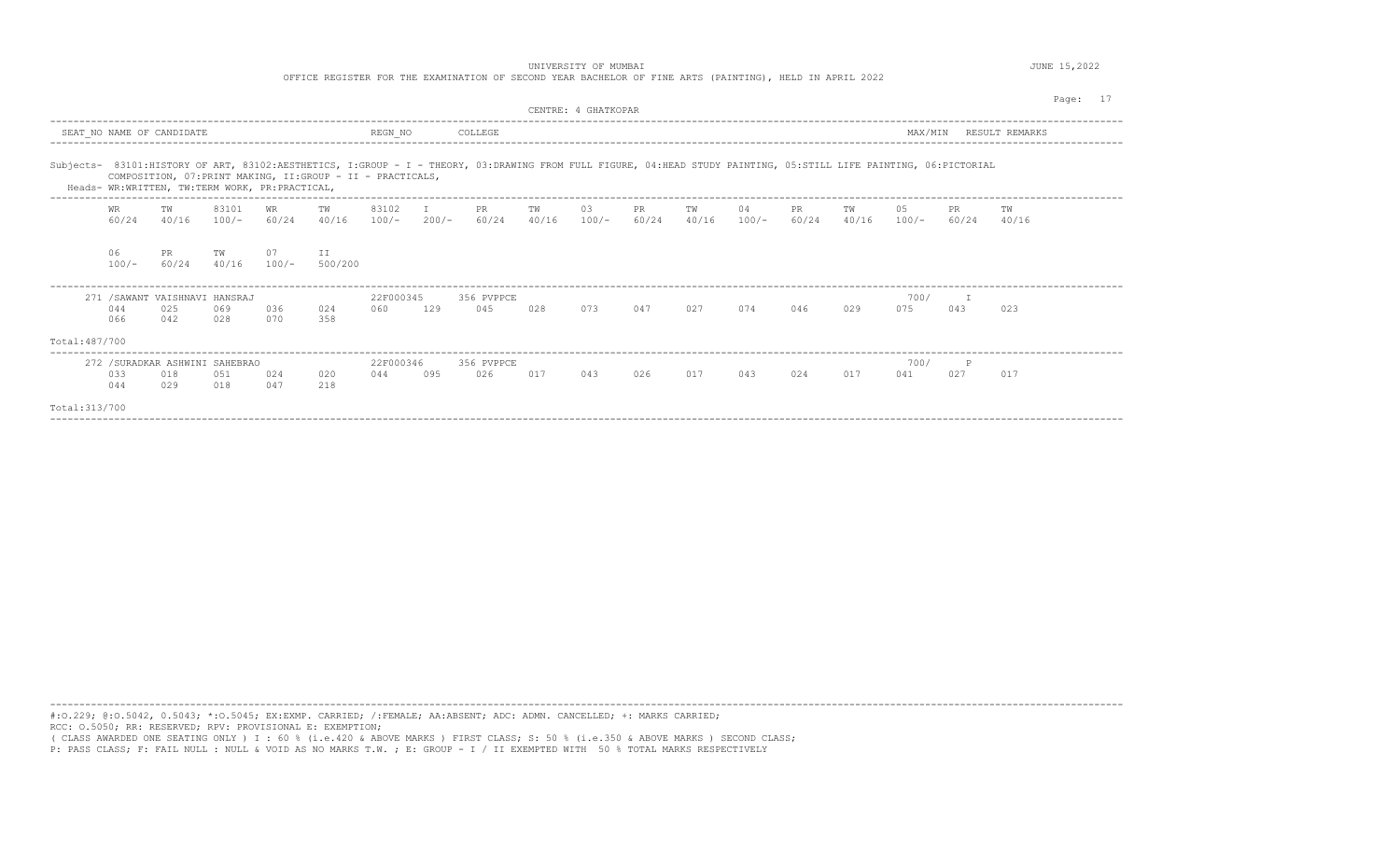UNIVERSITY OF MUMBAI

OFFICE REGISTER FOR THE EXAMINATION OF SECOND YEAR BACHELOR OF FINE ARTS (PAINTING), HELD IN APRIL 2022

JUNE 15,2022

CENTRE: 4 GHATKOPAR

| SEAT_NO | NAME OF CANDIDATE | REGN_NO | COLLEGE | MAX/MIN | RESULT | REMARKS |
|---|---|---|---|---|---|---|

Subjects- 83101:HISTORY OF ART, 83102:AESTHETICS, I:GROUP - I - THEORY, 03:DRAWING FROM FULL FIGURE, 04:HEAD STUDY PAINTING, 05:STILL LIFE PAINTING, 06:PICTORIAL COMPOSITION, 07:PRINT MAKING, II:GROUP - II - PRACTICALS,

Heads- WR:WRITTEN, TW:TERM WORK, PR:PRACTICAL,

| WR | TW | 83101 | WR | TW | 83102 | I | PR | TW | 03 | PR | TW | 04 | PR | TW | 05 | PR | TW |
|---|---|---|---|---|---|---|---|---|---|---|---|---|---|---|---|---|---|
| 60/24 | 40/16 | 100/- | 60/24 | 40/16 | 100/- | 200/- | 60/24 | 40/16 | 100/- | 60/24 | 40/16 | 100/- | 60/24 | 40/16 | 100/- | 60/24 | 40/16 |
| 06 | PR | TW | 07 | II | | | | | | | | | | | | | |
| 100/- | 60/24 | 40/16 | 100/- | 500/200 | | | | | | | | | | | | | |

271 /SAWANT VAISHNAVI HANSRAJ — 22F000345 — 356 PVPPCE — 700/ — I

| | | | | | | | | | | | | | | | | | |
|---|---|---|---|---|---|---|---|---|---|---|---|---|---|---|---|---|---|
| 044 | 025 | 069 | 036 | 024 | 060 | 129 | 045 | 028 | 073 | 047 | 027 | 074 | 046 | 029 | 075 | 043 | 023 |
| 066 | 042 | 028 | 070 | 358 | | | | | | | | | | | | | |

Total:487/700

272 /SURADKAR ASHWINI SAHEBRAO — 22F000346 — 356 PVPPCE — 700/ — P

| | | | | | | | | | | | | | | | | | |
|---|---|---|---|---|---|---|---|---|---|---|---|---|---|---|---|---|---|
| 033 | 018 | 051 | 024 | 020 | 044 | 095 | 026 | 017 | 043 | 026 | 017 | 043 | 024 | 017 | 041 | 027 | 017 |
| 044 | 029 | 018 | 047 | 218 | | | | | | | | | | | | | |

Total:313/700

#:O.229; @:O.5042, 0.5043; *:O.5045; EX:EXMP. CARRIED; /:FEMALE; AA:ABSENT; ADC: ADMN. CANCELLED; +: MARKS CARRIED;
RCC: O.5050; RR: RESERVED; RPV: PROVISIONAL E: EXEMPTION;
( CLASS AWARDED ONE SEATING ONLY ) I : 60 % (i.e.420 & ABOVE MARKS ) FIRST CLASS; S: 50 % (i.e.350 & ABOVE MARKS ) SECOND CLASS;
P: PASS CLASS; F: FAIL NULL : NULL & VOID AS NO MARKS T.W. ; E: GROUP - I / II EXEMPTED WITH 50 % TOTAL MARKS RESPECTIVELY